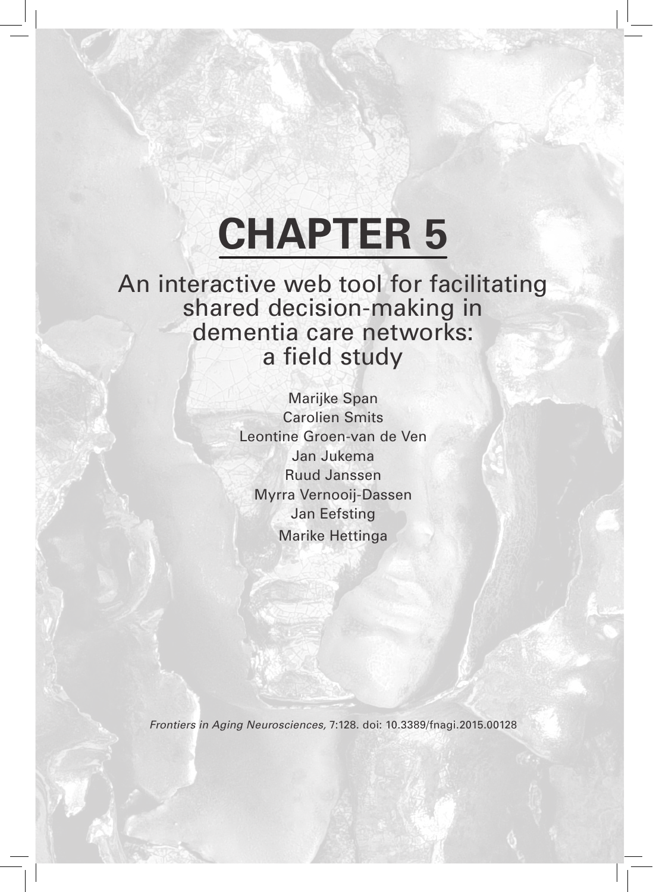# CHAPTER 5

## An interactive web tool for facilitating shared decision-making in dementia care networks: a field study

Marijke Span
Carolien Smits
Leontine Groen-van de Ven
Jan Jukema
Ruud Janssen
Myrra Vernooij-Dassen
Jan Eefsting
Marike Hettinga

*Frontiers in Aging Neurosciences,* 7:128. doi: 10.3389/fnagi.2015.00128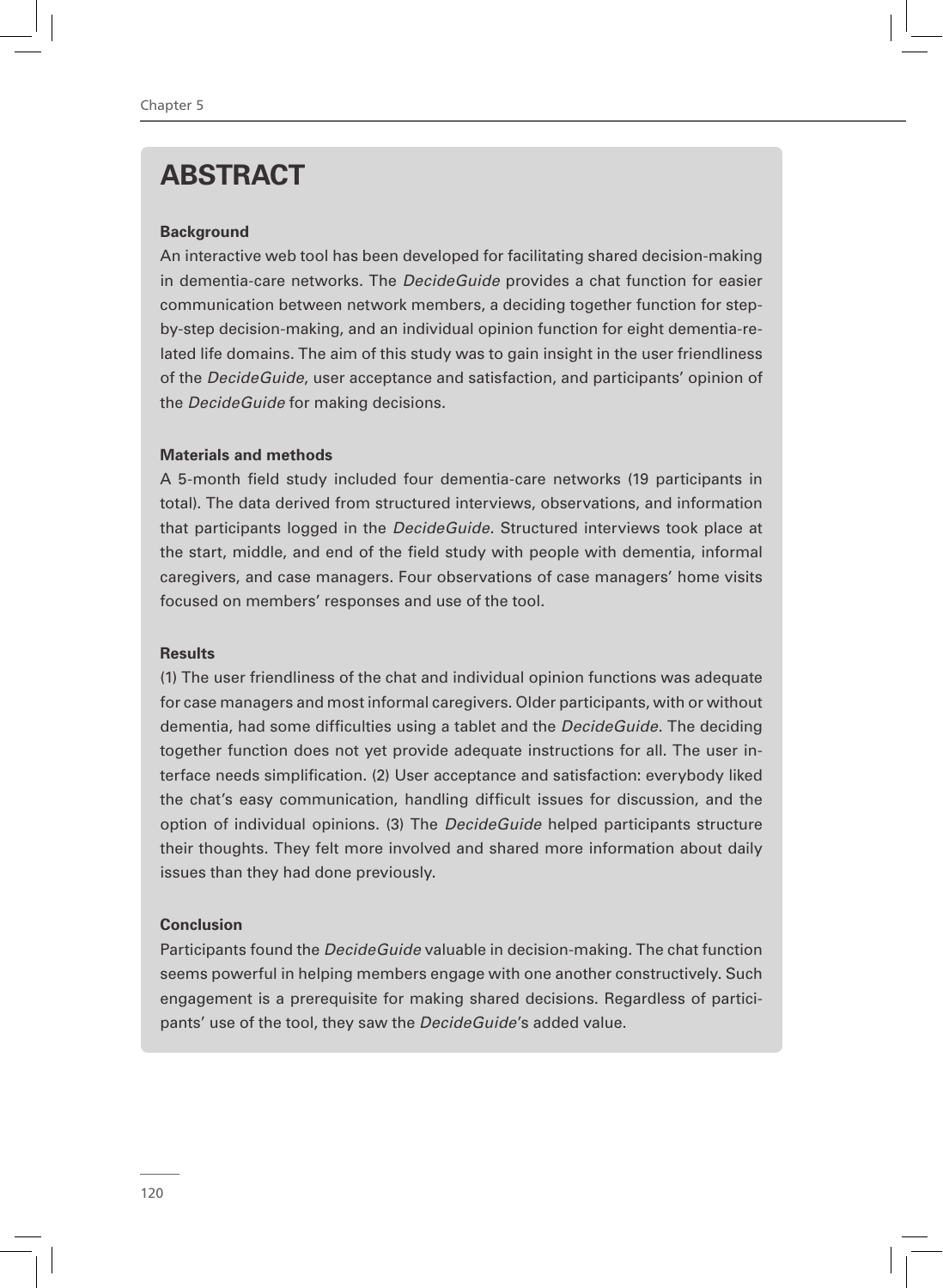# ABSTRACT

**Background**

An interactive web tool has been developed for facilitating shared decision-making in dementia-care networks. The *DecideGuide* provides a chat function for easier communication between network members, a deciding together function for step-by-step decision-making, and an individual opinion function for eight dementia-related life domains. The aim of this study was to gain insight in the user friendliness of the *DecideGuide*, user acceptance and satisfaction, and participants' opinion of the *DecideGuide* for making decisions.

**Materials and methods**

A 5-month field study included four dementia-care networks (19 participants in total). The data derived from structured interviews, observations, and information that participants logged in the *DecideGuide*. Structured interviews took place at the start, middle, and end of the field study with people with dementia, informal caregivers, and case managers. Four observations of case managers' home visits focused on members' responses and use of the tool.

**Results**

(1) The user friendliness of the chat and individual opinion functions was adequate for case managers and most informal caregivers. Older participants, with or without dementia, had some difficulties using a tablet and the *DecideGuide*. The deciding together function does not yet provide adequate instructions for all. The user interface needs simplification. (2) User acceptance and satisfaction: everybody liked the chat's easy communication, handling difficult issues for discussion, and the option of individual opinions. (3) The *DecideGuide* helped participants structure their thoughts. They felt more involved and shared more information about daily issues than they had done previously.

**Conclusion**

Participants found the *DecideGuide* valuable in decision-making. The chat function seems powerful in helping members engage with one another constructively. Such engagement is a prerequisite for making shared decisions. Regardless of participants' use of the tool, they saw the *DecideGuide*'s added value.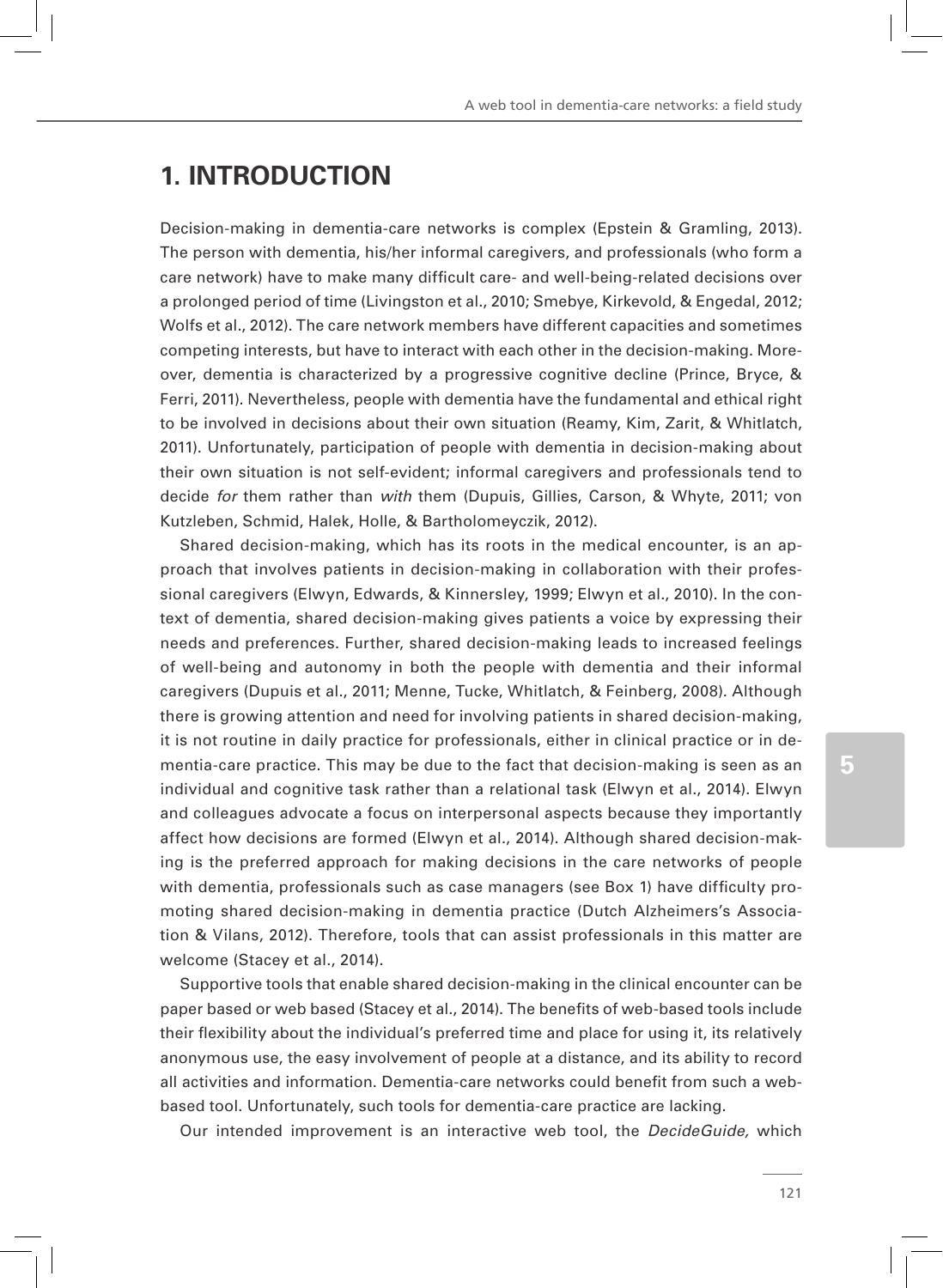# 1. INTRODUCTION

Decision-making in dementia-care networks is complex (Epstein & Gramling, 2013). The person with dementia, his/her informal caregivers, and professionals (who form a care network) have to make many difficult care- and well-being-related decisions over a prolonged period of time (Livingston et al., 2010; Smebye, Kirkevold, & Engedal, 2012; Wolfs et al., 2012). The care network members have different capacities and sometimes competing interests, but have to interact with each other in the decision-making. Moreover, dementia is characterized by a progressive cognitive decline (Prince, Bryce, & Ferri, 2011). Nevertheless, people with dementia have the fundamental and ethical right to be involved in decisions about their own situation (Reamy, Kim, Zarit, & Whitlatch, 2011). Unfortunately, participation of people with dementia in decision-making about their own situation is not self-evident; informal caregivers and professionals tend to decide *for* them rather than *with* them (Dupuis, Gillies, Carson, & Whyte, 2011; von Kutzleben, Schmid, Halek, Holle, & Bartholomeyczik, 2012).

Shared decision-making, which has its roots in the medical encounter, is an approach that involves patients in decision-making in collaboration with their professional caregivers (Elwyn, Edwards, & Kinnersley, 1999; Elwyn et al., 2010). In the context of dementia, shared decision-making gives patients a voice by expressing their needs and preferences. Further, shared decision-making leads to increased feelings of well-being and autonomy in both the people with dementia and their informal caregivers (Dupuis et al., 2011; Menne, Tucke, Whitlatch, & Feinberg, 2008). Although there is growing attention and need for involving patients in shared decision-making, it is not routine in daily practice for professionals, either in clinical practice or in dementia-care practice. This may be due to the fact that decision-making is seen as an individual and cognitive task rather than a relational task (Elwyn et al., 2014). Elwyn and colleagues advocate a focus on interpersonal aspects because they importantly affect how decisions are formed (Elwyn et al., 2014). Although shared decision-making is the preferred approach for making decisions in the care networks of people with dementia, professionals such as case managers (see Box 1) have difficulty promoting shared decision-making in dementia practice (Dutch Alzheimers's Association & Vilans, 2012). Therefore, tools that can assist professionals in this matter are welcome (Stacey et al., 2014).

Supportive tools that enable shared decision-making in the clinical encounter can be paper based or web based (Stacey et al., 2014). The benefits of web-based tools include their flexibility about the individual's preferred time and place for using it, its relatively anonymous use, the easy involvement of people at a distance, and its ability to record all activities and information. Dementia-care networks could benefit from such a web-based tool. Unfortunately, such tools for dementia-care practice are lacking.

Our intended improvement is an interactive web tool, the *DecideGuide,* which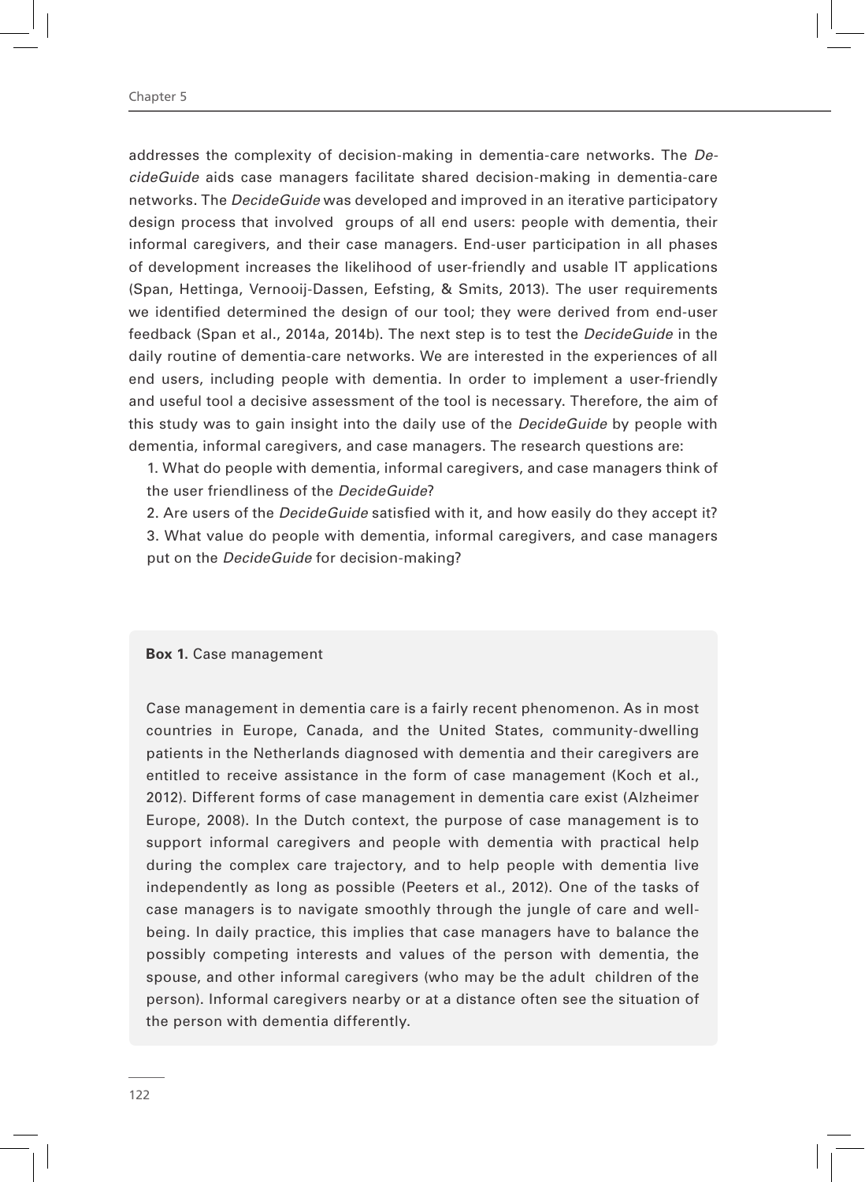addresses the complexity of decision-making in dementia-care networks. The *DecideGuide* aids case managers facilitate shared decision-making in dementia-care networks. The *DecideGuide* was developed and improved in an iterative participatory design process that involved groups of all end users: people with dementia, their informal caregivers, and their case managers. End-user participation in all phases of development increases the likelihood of user-friendly and usable IT applications (Span, Hettinga, Vernooij-Dassen, Eefsting, & Smits, 2013). The user requirements we identified determined the design of our tool; they were derived from end-user feedback (Span et al., 2014a, 2014b). The next step is to test the *DecideGuide* in the daily routine of dementia-care networks. We are interested in the experiences of all end users, including people with dementia. In order to implement a user-friendly and useful tool a decisive assessment of the tool is necessary. Therefore, the aim of this study was to gain insight into the daily use of the *DecideGuide* by people with dementia, informal caregivers, and case managers. The research questions are:

1. What do people with dementia, informal caregivers, and case managers think of the user friendliness of the *DecideGuide*?
2. Are users of the *DecideGuide* satisfied with it, and how easily do they accept it?
3. What value do people with dementia, informal caregivers, and case managers put on the *DecideGuide* for decision-making?

**Box 1.** Case management

Case management in dementia care is a fairly recent phenomenon. As in most countries in Europe, Canada, and the United States, community-dwelling patients in the Netherlands diagnosed with dementia and their caregivers are entitled to receive assistance in the form of case management (Koch et al., 2012). Different forms of case management in dementia care exist (Alzheimer Europe, 2008). In the Dutch context, the purpose of case management is to support informal caregivers and people with dementia with practical help during the complex care trajectory, and to help people with dementia live independently as long as possible (Peeters et al., 2012). One of the tasks of case managers is to navigate smoothly through the jungle of care and well-being. In daily practice, this implies that case managers have to balance the possibly competing interests and values of the person with dementia, the spouse, and other informal caregivers (who may be the adult children of the person). Informal caregivers nearby or at a distance often see the situation of the person with dementia differently.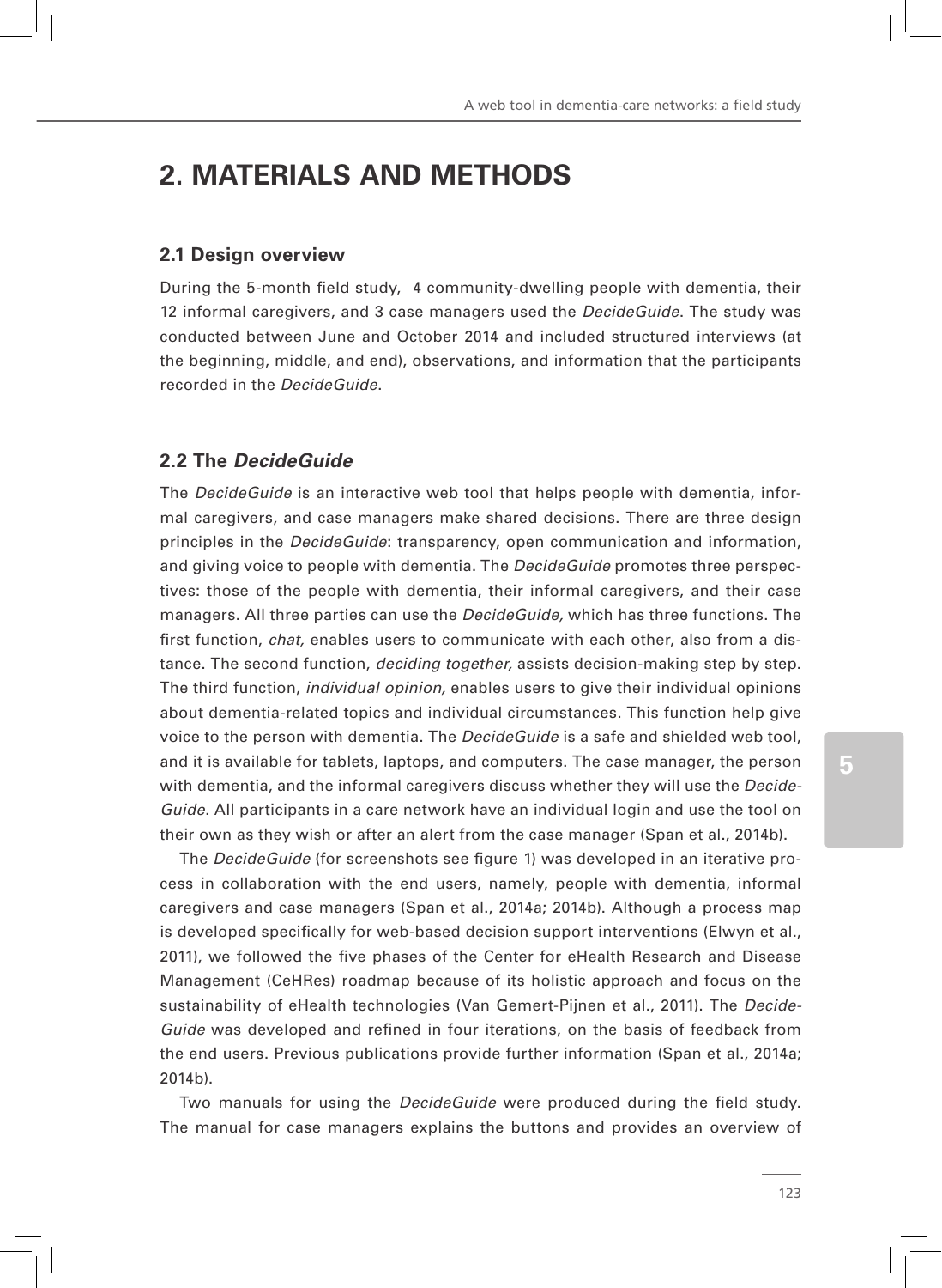# 2. MATERIALS AND METHODS

## 2.1 Design overview

During the 5-month field study, 4 community-dwelling people with dementia, their 12 informal caregivers, and 3 case managers used the *DecideGuide*. The study was conducted between June and October 2014 and included structured interviews (at the beginning, middle, and end), observations, and information that the participants recorded in the *DecideGuide*.

## 2.2 The *DecideGuide*

The *DecideGuide* is an interactive web tool that helps people with dementia, informal caregivers, and case managers make shared decisions. There are three design principles in the *DecideGuide*: transparency, open communication and information, and giving voice to people with dementia. The *DecideGuide* promotes three perspectives: those of the people with dementia, their informal caregivers, and their case managers. All three parties can use the *DecideGuide,* which has three functions. The first function, *chat,* enables users to communicate with each other, also from a distance. The second function, *deciding together,* assists decision-making step by step. The third function, *individual opinion,* enables users to give their individual opinions about dementia-related topics and individual circumstances. This function help give voice to the person with dementia. The *DecideGuide* is a safe and shielded web tool, and it is available for tablets, laptops, and computers. The case manager, the person with dementia, and the informal caregivers discuss whether they will use the *DecideGuide*. All participants in a care network have an individual login and use the tool on their own as they wish or after an alert from the case manager (Span et al., 2014b).

The *DecideGuide* (for screenshots see figure 1) was developed in an iterative process in collaboration with the end users, namely, people with dementia, informal caregivers and case managers (Span et al., 2014a; 2014b). Although a process map is developed specifically for web-based decision support interventions (Elwyn et al., 2011), we followed the five phases of the Center for eHealth Research and Disease Management (CeHRes) roadmap because of its holistic approach and focus on the sustainability of eHealth technologies (Van Gemert-Pijnen et al., 2011). The *DecideGuide* was developed and refined in four iterations, on the basis of feedback from the end users. Previous publications provide further information (Span et al., 2014a; 2014b).

Two manuals for using the *DecideGuide* were produced during the field study. The manual for case managers explains the buttons and provides an overview of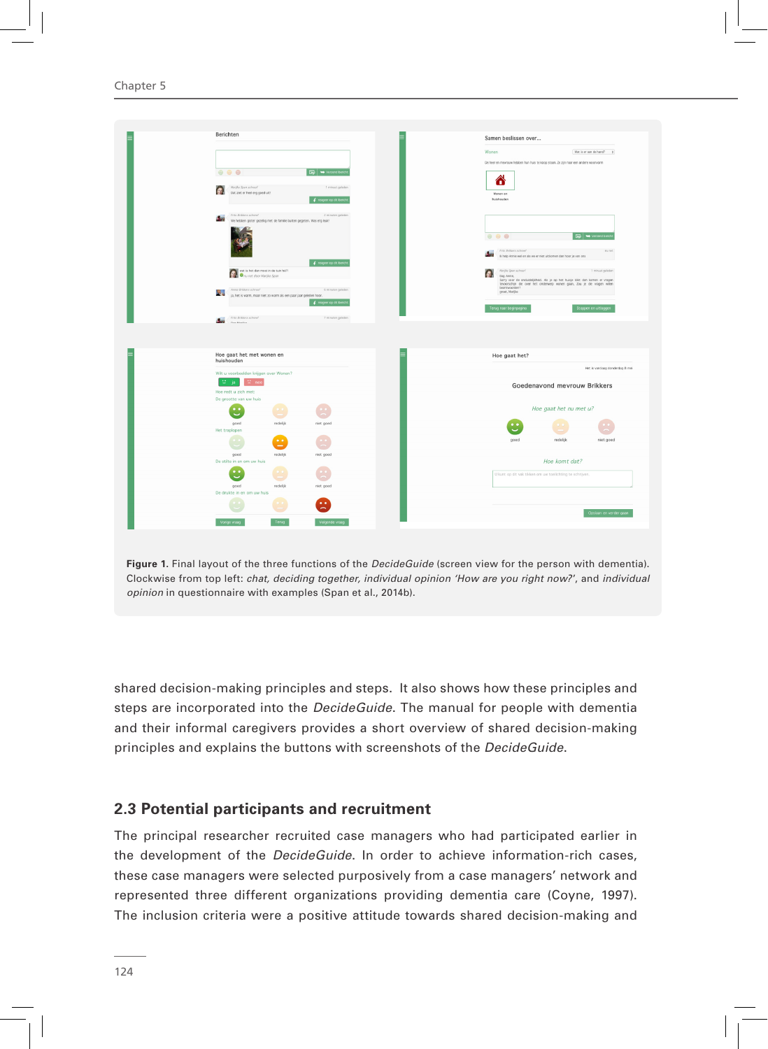**Figure 1.** Final layout of the three functions of the *DecideGuide* (screen view for the person with dementia). Clockwise from top left: *chat, deciding together, individual opinion 'How are you right now?'*, and *individual opinion* in questionnaire with examples (Span et al., 2014b).

shared decision-making principles and steps. It also shows how these principles and steps are incorporated into the *DecideGuide*. The manual for people with dementia and their informal caregivers provides a short overview of shared decision-making principles and explains the buttons with screenshots of the *DecideGuide*.

## 2.3 Potential participants and recruitment

The principal researcher recruited case managers who had participated earlier in the development of the *DecideGuide*. In order to achieve information-rich cases, these case managers were selected purposively from a case managers' network and represented three different organizations providing dementia care (Coyne, 1997). The inclusion criteria were a positive attitude towards shared decision-making and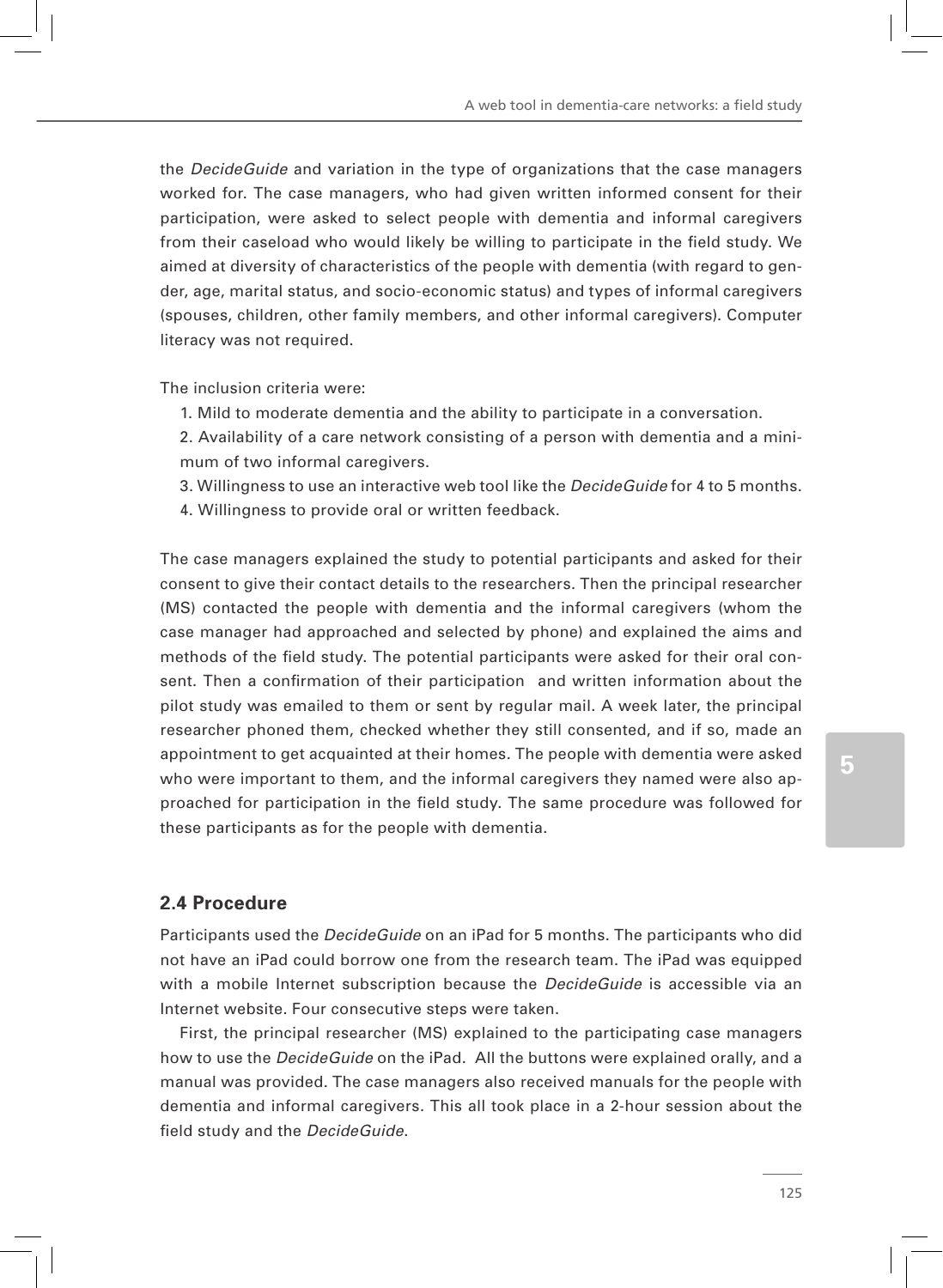the *DecideGuide* and variation in the type of organizations that the case managers worked for. The case managers, who had given written informed consent for their participation, were asked to select people with dementia and informal caregivers from their caseload who would likely be willing to participate in the field study. We aimed at diversity of characteristics of the people with dementia (with regard to gender, age, marital status, and socio-economic status) and types of informal caregivers (spouses, children, other family members, and other informal caregivers). Computer literacy was not required.

The inclusion criteria were:

1. Mild to moderate dementia and the ability to participate in a conversation.
2. Availability of a care network consisting of a person with dementia and a minimum of two informal caregivers.
3. Willingness to use an interactive web tool like the *DecideGuide* for 4 to 5 months.
4. Willingness to provide oral or written feedback.

The case managers explained the study to potential participants and asked for their consent to give their contact details to the researchers. Then the principal researcher (MS) contacted the people with dementia and the informal caregivers (whom the case manager had approached and selected by phone) and explained the aims and methods of the field study. The potential participants were asked for their oral consent. Then a confirmation of their participation and written information about the pilot study was emailed to them or sent by regular mail. A week later, the principal researcher phoned them, checked whether they still consented, and if so, made an appointment to get acquainted at their homes. The people with dementia were asked who were important to them, and the informal caregivers they named were also approached for participation in the field study. The same procedure was followed for these participants as for the people with dementia.

## 2.4 Procedure

Participants used the *DecideGuide* on an iPad for 5 months. The participants who did not have an iPad could borrow one from the research team. The iPad was equipped with a mobile Internet subscription because the *DecideGuide* is accessible via an Internet website. Four consecutive steps were taken.

First, the principal researcher (MS) explained to the participating case managers how to use the *DecideGuide* on the iPad. All the buttons were explained orally, and a manual was provided. The case managers also received manuals for the people with dementia and informal caregivers. This all took place in a 2-hour session about the field study and the *DecideGuide*.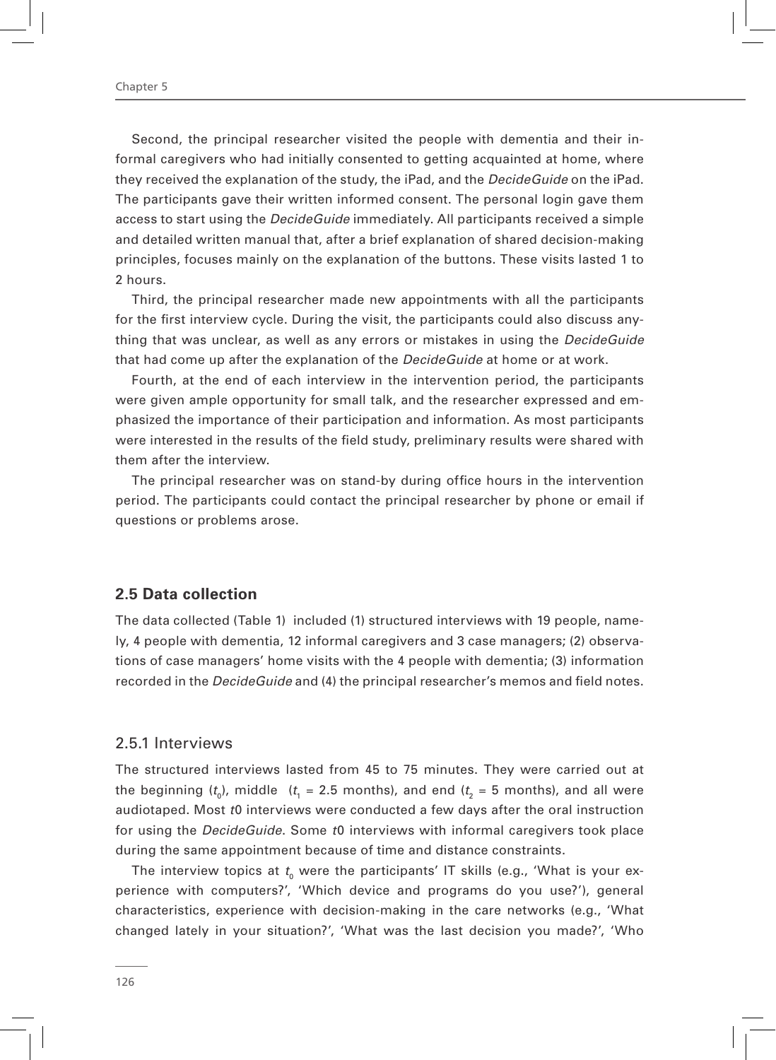Second, the principal researcher visited the people with dementia and their informal caregivers who had initially consented to getting acquainted at home, where they received the explanation of the study, the iPad, and the *DecideGuide* on the iPad. The participants gave their written informed consent. The personal login gave them access to start using the *DecideGuide* immediately. All participants received a simple and detailed written manual that, after a brief explanation of shared decision-making principles, focuses mainly on the explanation of the buttons. These visits lasted 1 to 2 hours.

Third, the principal researcher made new appointments with all the participants for the first interview cycle. During the visit, the participants could also discuss anything that was unclear, as well as any errors or mistakes in using the *DecideGuide* that had come up after the explanation of the *DecideGuide* at home or at work.

Fourth, at the end of each interview in the intervention period, the participants were given ample opportunity for small talk, and the researcher expressed and emphasized the importance of their participation and information. As most participants were interested in the results of the field study, preliminary results were shared with them after the interview.

The principal researcher was on stand-by during office hours in the intervention period. The participants could contact the principal researcher by phone or email if questions or problems arose.

## 2.5 Data collection

The data collected (Table 1) included (1) structured interviews with 19 people, namely, 4 people with dementia, 12 informal caregivers and 3 case managers; (2) observations of case managers' home visits with the 4 people with dementia; (3) information recorded in the *DecideGuide* and (4) the principal researcher's memos and field notes.

### 2.5.1 Interviews

The structured interviews lasted from 45 to 75 minutes. They were carried out at the beginning ($t_0$), middle ($t_1$ = 2.5 months), and end ($t_2$ = 5 months), and all were audiotaped. Most *t*0 interviews were conducted a few days after the oral instruction for using the *DecideGuide*. Some *t*0 interviews with informal caregivers took place during the same appointment because of time and distance constraints.

The interview topics at $t_0$ were the participants' IT skills (e.g., 'What is your experience with computers?', 'Which device and programs do you use?'), general characteristics, experience with decision-making in the care networks (e.g., 'What changed lately in your situation?', 'What was the last decision you made?', 'Who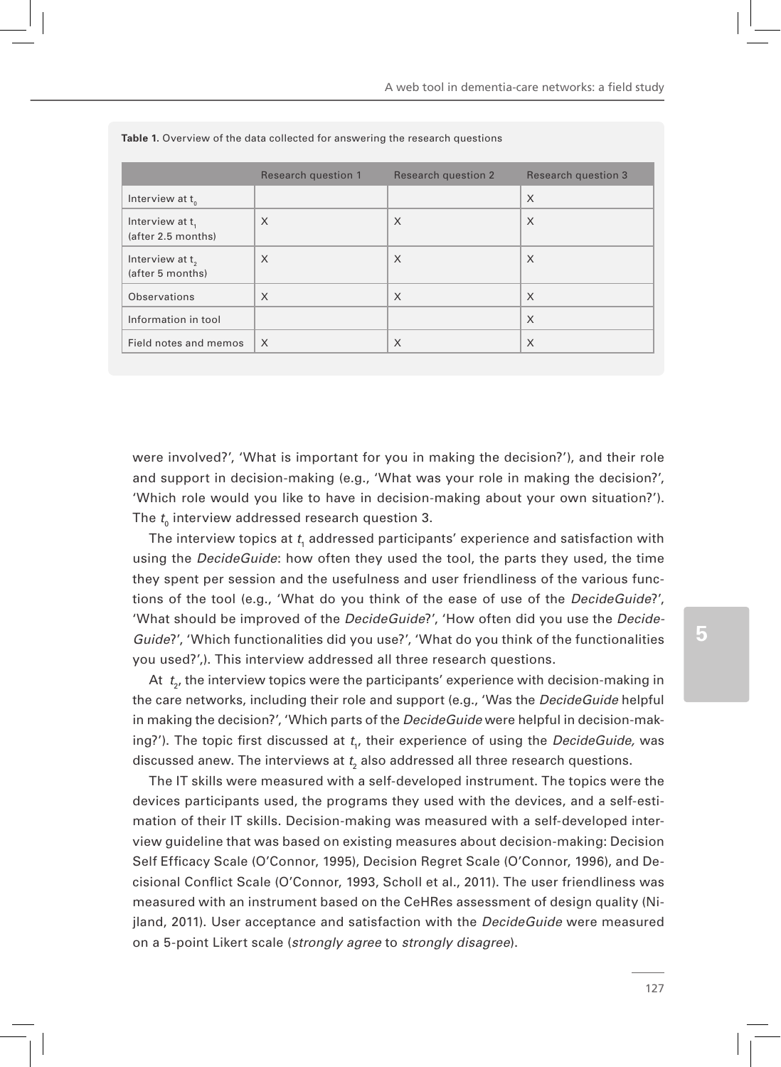**Table 1.** Overview of the data collected for answering the research questions

| | Research question 1 | Research question 2 | Research question 3 |
|---|---|---|---|
| Interview at $t_0$ | | | X |
| Interview at $t_1$ (after 2.5 months) | X | X | X |
| Interview at $t_2$ (after 5 months) | X | X | X |
| Observations | X | X | X |
| Information in tool | | | X |
| Field notes and memos | X | X | X |

were involved?', 'What is important for you in making the decision?'), and their role and support in decision-making (e.g., 'What was your role in making the decision?', 'Which role would you like to have in decision-making about your own situation?'). The $t_0$ interview addressed research question 3.

The interview topics at $t_1$ addressed participants' experience and satisfaction with using the *DecideGuide*: how often they used the tool, the parts they used, the time they spent per session and the usefulness and user friendliness of the various functions of the tool (e.g., 'What do you think of the ease of use of the *DecideGuide*?', 'What should be improved of the *DecideGuide*?', 'How often did you use the *DecideGuide*?', 'Which functionalities did you use?', 'What do you think of the functionalities you used?',). This interview addressed all three research questions.

At $t_2$, the interview topics were the participants' experience with decision-making in the care networks, including their role and support (e.g., 'Was the *DecideGuide* helpful in making the decision?', 'Which parts of the *DecideGuide* were helpful in decision-making?'). The topic first discussed at $t_1$, their experience of using the *DecideGuide,* was discussed anew. The interviews at $t_2$ also addressed all three research questions.

The IT skills were measured with a self-developed instrument. The topics were the devices participants used, the programs they used with the devices, and a self-estimation of their IT skills. Decision-making was measured with a self-developed interview guideline that was based on existing measures about decision-making: Decision Self Efficacy Scale (O'Connor, 1995), Decision Regret Scale (O'Connor, 1996), and Decisional Conflict Scale (O'Connor, 1993, Scholl et al., 2011). The user friendliness was measured with an instrument based on the CeHRes assessment of design quality (Nijland, 2011). User acceptance and satisfaction with the *DecideGuide* were measured on a 5-point Likert scale (*strongly agree* to *strongly disagree*).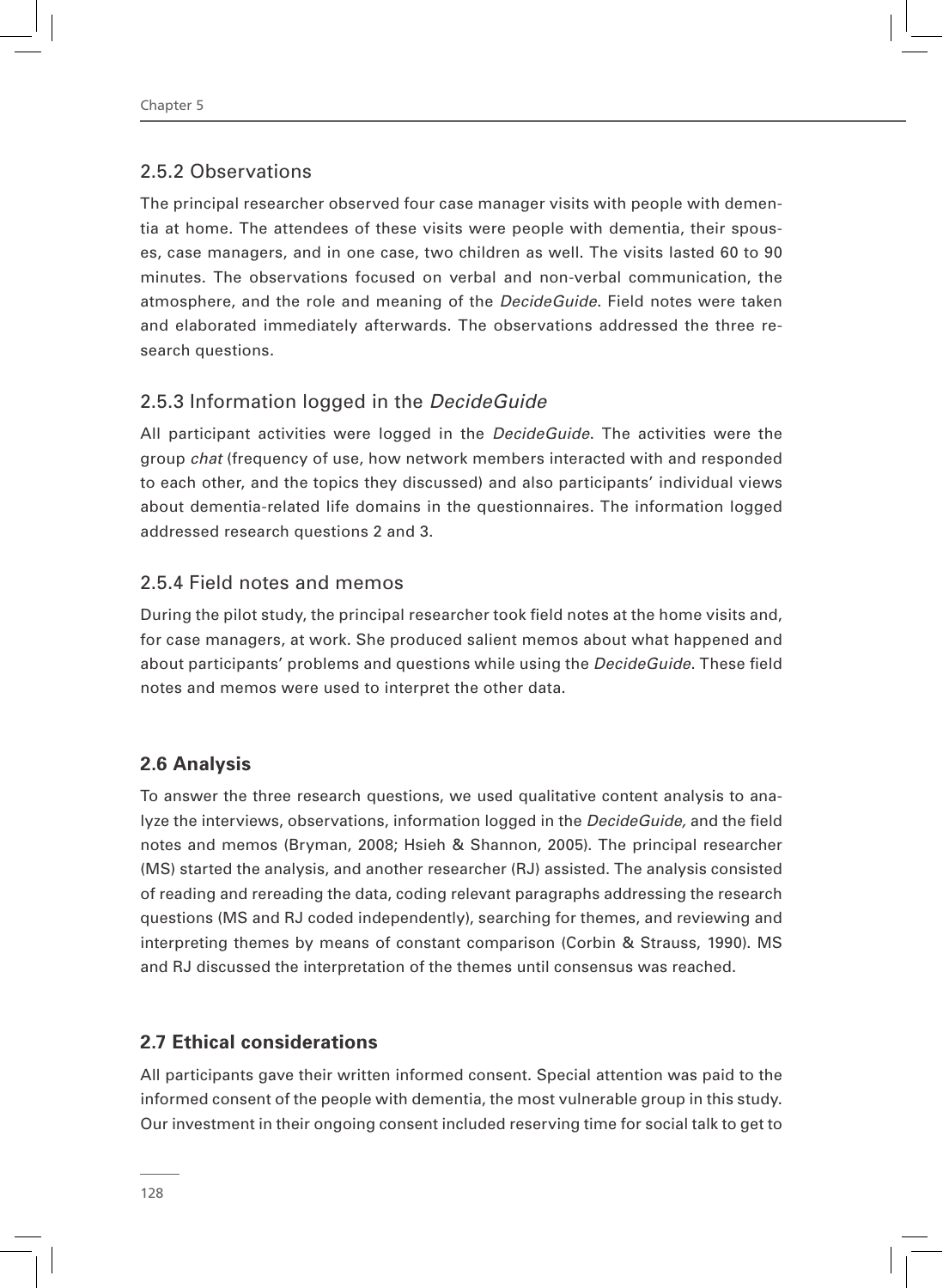### 2.5.2 Observations

The principal researcher observed four case manager visits with people with dementia at home. The attendees of these visits were people with dementia, their spouses, case managers, and in one case, two children as well. The visits lasted 60 to 90 minutes. The observations focused on verbal and non-verbal communication, the atmosphere, and the role and meaning of the *DecideGuide*. Field notes were taken and elaborated immediately afterwards. The observations addressed the three research questions.

### 2.5.3 Information logged in the *DecideGuide*

All participant activities were logged in the *DecideGuide*. The activities were the group *chat* (frequency of use, how network members interacted with and responded to each other, and the topics they discussed) and also participants' individual views about dementia-related life domains in the questionnaires. The information logged addressed research questions 2 and 3.

### 2.5.4 Field notes and memos

During the pilot study, the principal researcher took field notes at the home visits and, for case managers, at work. She produced salient memos about what happened and about participants' problems and questions while using the *DecideGuide*. These field notes and memos were used to interpret the other data.

## 2.6 Analysis

To answer the three research questions, we used qualitative content analysis to analyze the interviews, observations, information logged in the *DecideGuide,* and the field notes and memos (Bryman, 2008; Hsieh & Shannon, 2005). The principal researcher (MS) started the analysis, and another researcher (RJ) assisted. The analysis consisted of reading and rereading the data, coding relevant paragraphs addressing the research questions (MS and RJ coded independently), searching for themes, and reviewing and interpreting themes by means of constant comparison (Corbin & Strauss, 1990). MS and RJ discussed the interpretation of the themes until consensus was reached.

## 2.7 Ethical considerations

All participants gave their written informed consent. Special attention was paid to the informed consent of the people with dementia, the most vulnerable group in this study. Our investment in their ongoing consent included reserving time for social talk to get to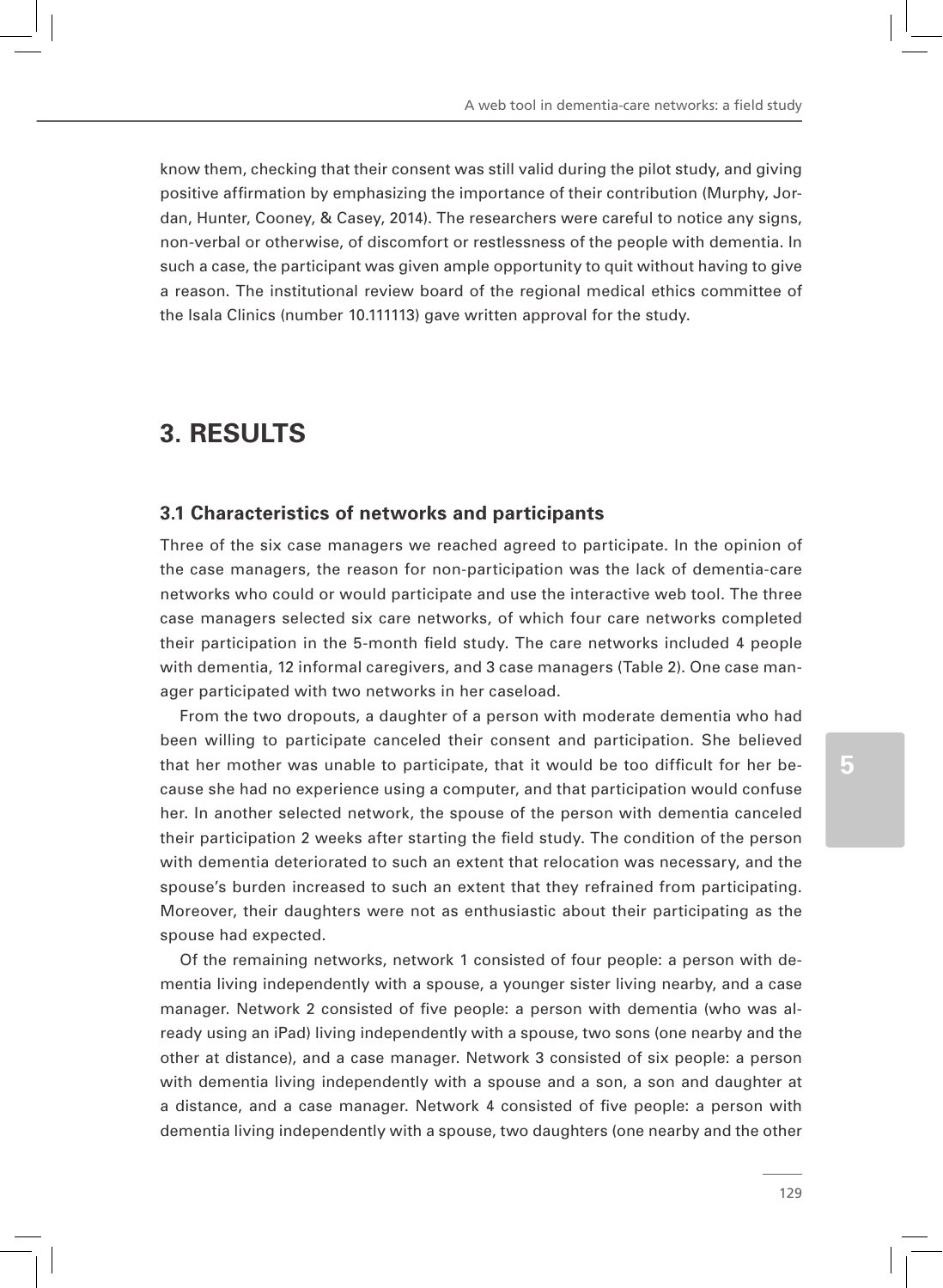know them, checking that their consent was still valid during the pilot study, and giving positive affirmation by emphasizing the importance of their contribution (Murphy, Jordan, Hunter, Cooney, & Casey, 2014). The researchers were careful to notice any signs, non-verbal or otherwise, of discomfort or restlessness of the people with dementia. In such a case, the participant was given ample opportunity to quit without having to give a reason. The institutional review board of the regional medical ethics committee of the Isala Clinics (number 10.111113) gave written approval for the study.

# 3. RESULTS

## 3.1 Characteristics of networks and participants

Three of the six case managers we reached agreed to participate. In the opinion of the case managers, the reason for non-participation was the lack of dementia-care networks who could or would participate and use the interactive web tool. The three case managers selected six care networks, of which four care networks completed their participation in the 5-month field study. The care networks included 4 people with dementia, 12 informal caregivers, and 3 case managers (Table 2). One case manager participated with two networks in her caseload.

From the two dropouts, a daughter of a person with moderate dementia who had been willing to participate canceled their consent and participation. She believed that her mother was unable to participate, that it would be too difficult for her because she had no experience using a computer, and that participation would confuse her. In another selected network, the spouse of the person with dementia canceled their participation 2 weeks after starting the field study. The condition of the person with dementia deteriorated to such an extent that relocation was necessary, and the spouse's burden increased to such an extent that they refrained from participating. Moreover, their daughters were not as enthusiastic about their participating as the spouse had expected.

Of the remaining networks, network 1 consisted of four people: a person with dementia living independently with a spouse, a younger sister living nearby, and a case manager. Network 2 consisted of five people: a person with dementia (who was already using an iPad) living independently with a spouse, two sons (one nearby and the other at distance), and a case manager. Network 3 consisted of six people: a person with dementia living independently with a spouse and a son, a son and daughter at a distance, and a case manager. Network 4 consisted of five people: a person with dementia living independently with a spouse, two daughters (one nearby and the other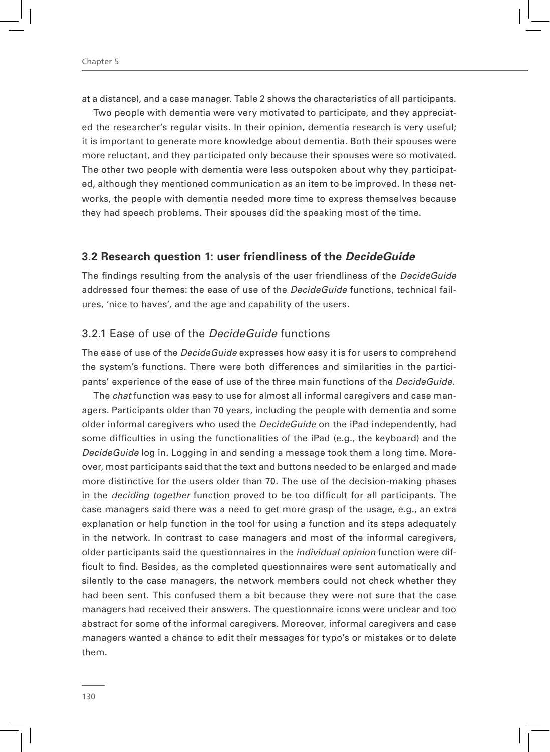at a distance), and a case manager. Table 2 shows the characteristics of all participants.

Two people with dementia were very motivated to participate, and they appreciated the researcher's regular visits. In their opinion, dementia research is very useful; it is important to generate more knowledge about dementia. Both their spouses were more reluctant, and they participated only because their spouses were so motivated. The other two people with dementia were less outspoken about why they participated, although they mentioned communication as an item to be improved. In these networks, the people with dementia needed more time to express themselves because they had speech problems. Their spouses did the speaking most of the time.

### 3.2 Research question 1: user friendliness of the *DecideGuide*

The findings resulting from the analysis of the user friendliness of the *DecideGuide* addressed four themes: the ease of use of the *DecideGuide* functions, technical failures, 'nice to haves', and the age and capability of the users.

#### 3.2.1 Ease of use of the *DecideGuide* functions

The ease of use of the *DecideGuide* expresses how easy it is for users to comprehend the system's functions. There were both differences and similarities in the participants' experience of the ease of use of the three main functions of the *DecideGuide*.

The *chat* function was easy to use for almost all informal caregivers and case managers. Participants older than 70 years, including the people with dementia and some older informal caregivers who used the *DecideGuide* on the iPad independently, had some difficulties in using the functionalities of the iPad (e.g., the keyboard) and the *DecideGuide* log in. Logging in and sending a message took them a long time. Moreover, most participants said that the text and buttons needed to be enlarged and made more distinctive for the users older than 70. The use of the decision-making phases in the *deciding together* function proved to be too difficult for all participants. The case managers said there was a need to get more grasp of the usage, e.g., an extra explanation or help function in the tool for using a function and its steps adequately in the network. In contrast to case managers and most of the informal caregivers, older participants said the questionnaires in the *individual opinion* function were difficult to find. Besides, as the completed questionnaires were sent automatically and silently to the case managers, the network members could not check whether they had been sent. This confused them a bit because they were not sure that the case managers had received their answers. The questionnaire icons were unclear and too abstract for some of the informal caregivers. Moreover, informal caregivers and case managers wanted a chance to edit their messages for typo's or mistakes or to delete them.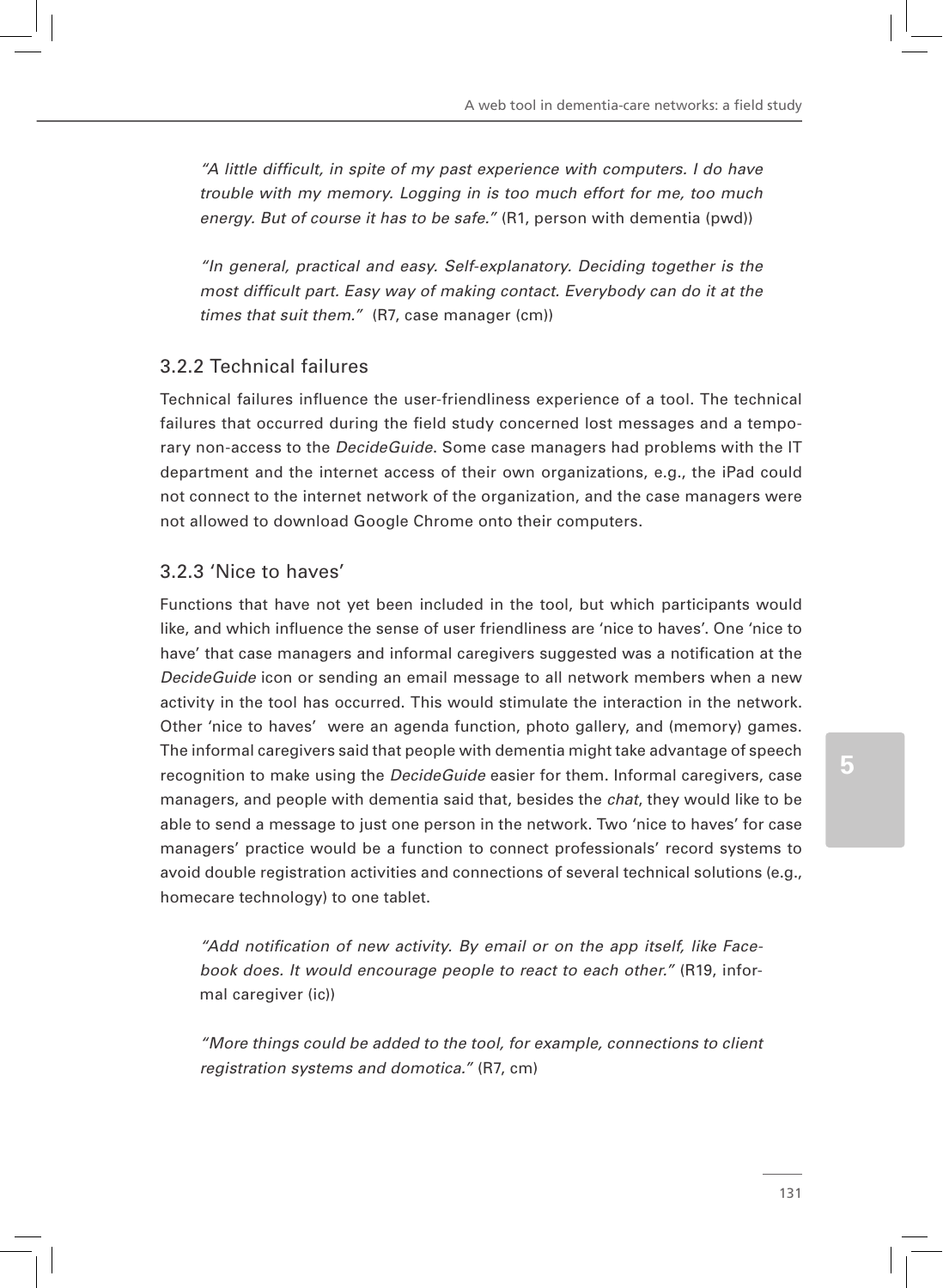*"A little difficult, in spite of my past experience with computers. I do have trouble with my memory. Logging in is too much effort for me, too much energy. But of course it has to be safe."* (R1, person with dementia (pwd))

*"In general, practical and easy. Self-explanatory. Deciding together is the most difficult part. Easy way of making contact. Everybody can do it at the times that suit them."* (R7, case manager (cm))

### 3.2.2 Technical failures

Technical failures influence the user-friendliness experience of a tool. The technical failures that occurred during the field study concerned lost messages and a temporary non-access to the *DecideGuide*. Some case managers had problems with the IT department and the internet access of their own organizations, e.g., the iPad could not connect to the internet network of the organization, and the case managers were not allowed to download Google Chrome onto their computers.

### 3.2.3 'Nice to haves'

Functions that have not yet been included in the tool, but which participants would like, and which influence the sense of user friendliness are 'nice to haves'. One 'nice to have' that case managers and informal caregivers suggested was a notification at the *DecideGuide* icon or sending an email message to all network members when a new activity in the tool has occurred. This would stimulate the interaction in the network. Other 'nice to haves' were an agenda function, photo gallery, and (memory) games. The informal caregivers said that people with dementia might take advantage of speech recognition to make using the *DecideGuide* easier for them. Informal caregivers, case managers, and people with dementia said that, besides the *chat*, they would like to be able to send a message to just one person in the network. Two 'nice to haves' for case managers' practice would be a function to connect professionals' record systems to avoid double registration activities and connections of several technical solutions (e.g., homecare technology) to one tablet.

*"Add notification of new activity. By email or on the app itself, like Facebook does. It would encourage people to react to each other."* (R19, informal caregiver (ic))

*"More things could be added to the tool, for example, connections to client registration systems and domotica."* (R7, cm)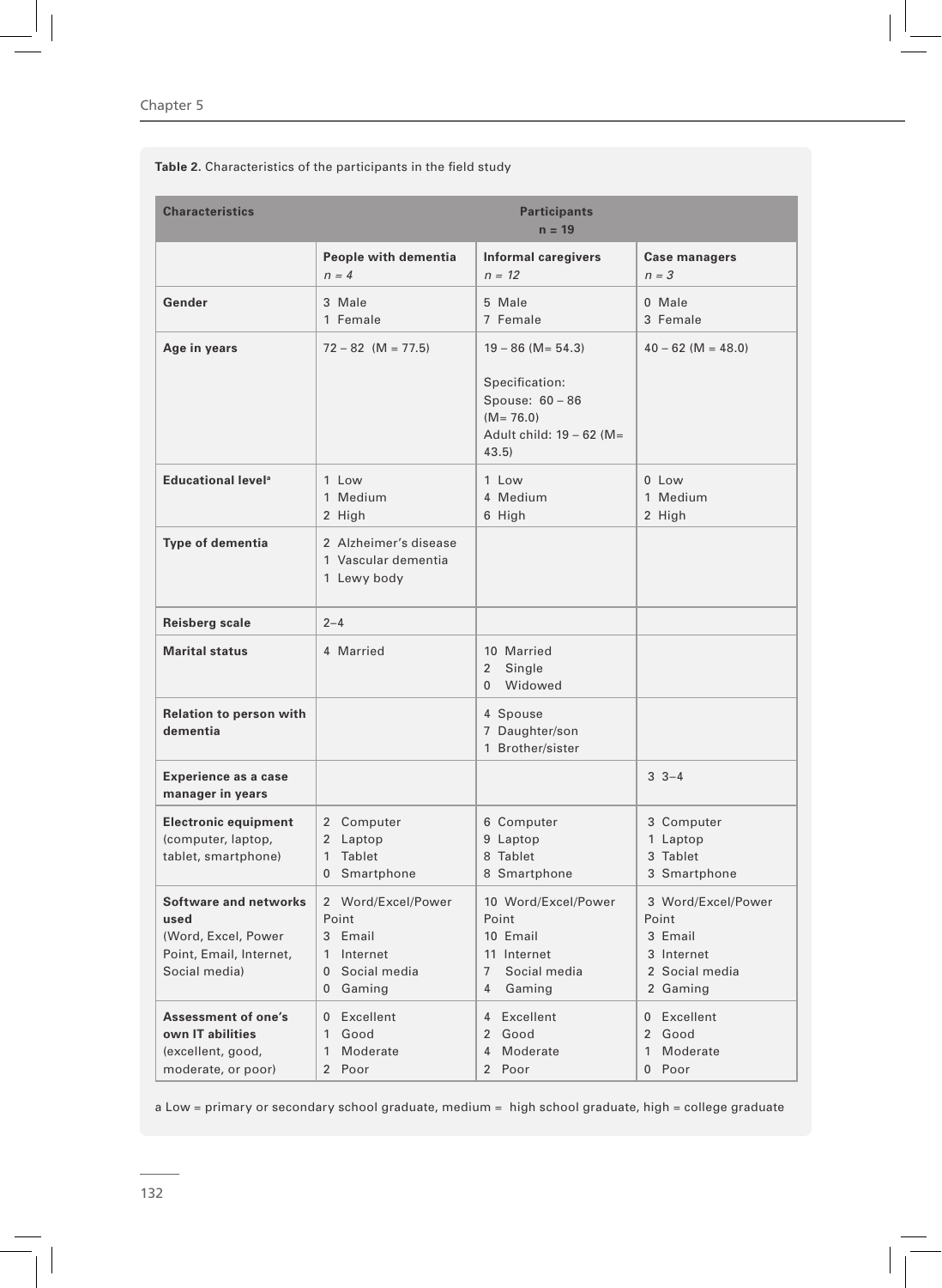**Table 2.** Characteristics of the participants in the field study

| Characteristics | Participants n = 19 | | |
|---|---|---|---|
| | **People with dementia** *n = 4* | **Informal caregivers** *n = 12* | **Case managers** *n = 3* |
| **Gender** | 3 Male<br>1 Female | 5 Male<br>7 Female | 0 Male<br>3 Female |
| **Age in years** | 72 – 82 (M = 77.5) | 19 – 86 (M= 54.3)<br><br>Specification:<br>Spouse: 60 – 86 (M= 76.0)<br>Adult child: 19 – 62 (M= 43.5) | 40 – 62 (M = 48.0) |
| **Educational level**[a] | 1 Low<br>1 Medium<br>2 High | 1 Low<br>4 Medium<br>6 High | 0 Low<br>1 Medium<br>2 High |
| **Type of dementia** | 2 Alzheimer's disease<br>1 Vascular dementia<br>1 Lewy body | | |
| **Reisberg scale** | 2–4 | | |
| **Marital status** | 4 Married | 10 Married<br>2 Single<br>0 Widowed | |
| **Relation to person with dementia** | | 4 Spouse<br>7 Daughter/son<br>1 Brother/sister | |
| **Experience as a case manager in years** | | | 3 3–4 |
| **Electronic equipment** (computer, laptop, tablet, smartphone) | 2 Computer<br>2 Laptop<br>1 Tablet<br>0 Smartphone | 6 Computer<br>9 Laptop<br>8 Tablet<br>8 Smartphone | 3 Computer<br>1 Laptop<br>3 Tablet<br>3 Smartphone |
| **Software and networks used** (Word, Excel, Power Point, Email, Internet, Social media) | 2 Word/Excel/Power Point<br>3 Email<br>1 Internet<br>0 Social media<br>0 Gaming | 10 Word/Excel/Power Point<br>10 Email<br>11 Internet<br>7 Social media<br>4 Gaming | 3 Word/Excel/Power Point<br>3 Email<br>3 Internet<br>2 Social media<br>2 Gaming |
| **Assessment of one's own IT abilities** (excellent, good, moderate, or poor) | 0 Excellent<br>1 Good<br>1 Moderate<br>2 Poor | 4 Excellent<br>2 Good<br>4 Moderate<br>2 Poor | 0 Excellent<br>2 Good<br>1 Moderate<br>0 Poor |

a Low = primary or secondary school graduate, medium = high school graduate, high = college graduate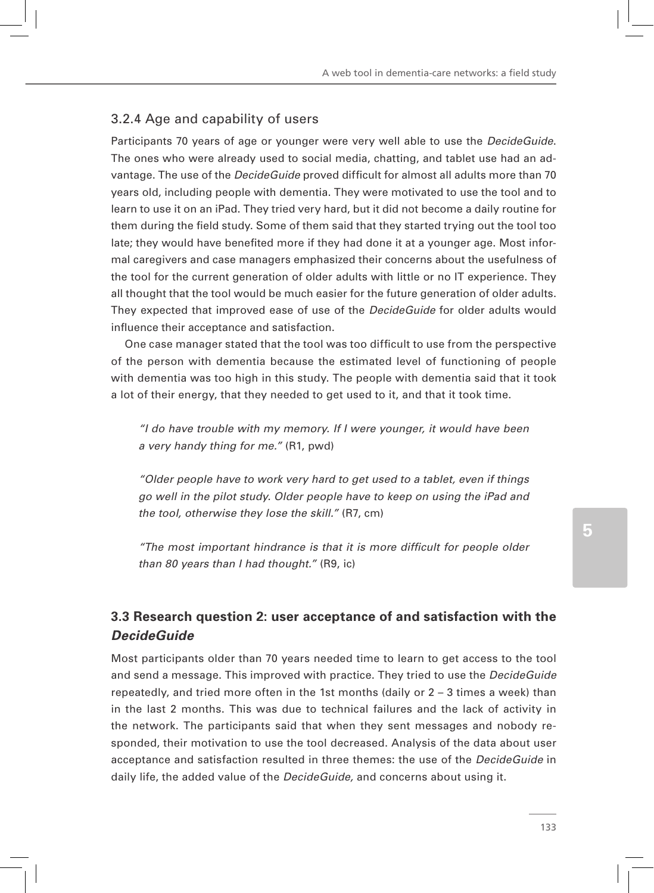### 3.2.4 Age and capability of users

Participants 70 years of age or younger were very well able to use the *DecideGuide*. The ones who were already used to social media, chatting, and tablet use had an advantage. The use of the *DecideGuide* proved difficult for almost all adults more than 70 years old, including people with dementia. They were motivated to use the tool and to learn to use it on an iPad. They tried very hard, but it did not become a daily routine for them during the field study. Some of them said that they started trying out the tool too late; they would have benefited more if they had done it at a younger age. Most informal caregivers and case managers emphasized their concerns about the usefulness of the tool for the current generation of older adults with little or no IT experience. They all thought that the tool would be much easier for the future generation of older adults. They expected that improved ease of use of the *DecideGuide* for older adults would influence their acceptance and satisfaction.

One case manager stated that the tool was too difficult to use from the perspective of the person with dementia because the estimated level of functioning of people with dementia was too high in this study. The people with dementia said that it took a lot of their energy, that they needed to get used to it, and that it took time.

> *"I do have trouble with my memory. If I were younger, it would have been a very handy thing for me."* (R1, pwd)

> *"Older people have to work very hard to get used to a tablet, even if things go well in the pilot study. Older people have to keep on using the iPad and the tool, otherwise they lose the skill."* (R7, cm)

> *"The most important hindrance is that it is more difficult for people older than 80 years than I had thought."* (R9, ic)

## 3.3 Research question 2: user acceptance of and satisfaction with the *DecideGuide*

Most participants older than 70 years needed time to learn to get access to the tool and send a message. This improved with practice. They tried to use the *DecideGuide* repeatedly, and tried more often in the 1st months (daily or 2 – 3 times a week) than in the last 2 months. This was due to technical failures and the lack of activity in the network. The participants said that when they sent messages and nobody responded, their motivation to use the tool decreased. Analysis of the data about user acceptance and satisfaction resulted in three themes: the use of the *DecideGuide* in daily life, the added value of the *DecideGuide,* and concerns about using it.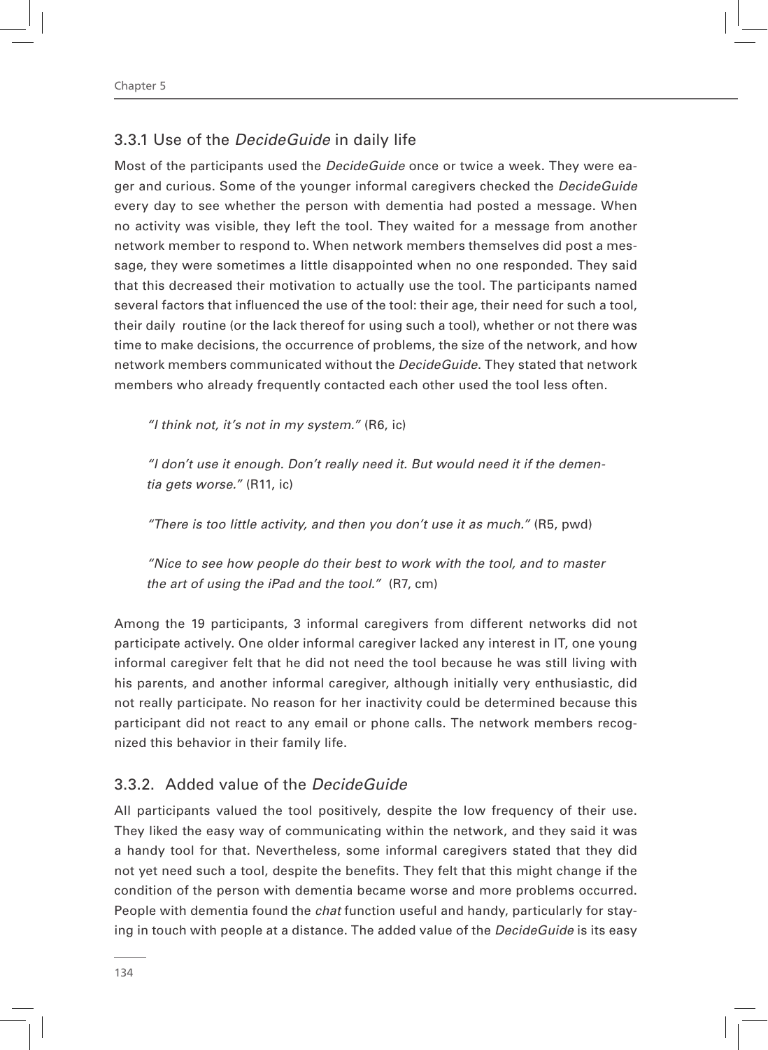### 3.3.1 Use of the *DecideGuide* in daily life

Most of the participants used the *DecideGuide* once or twice a week. They were eager and curious. Some of the younger informal caregivers checked the *DecideGuide* every day to see whether the person with dementia had posted a message. When no activity was visible, they left the tool. They waited for a message from another network member to respond to. When network members themselves did post a message, they were sometimes a little disappointed when no one responded. They said that this decreased their motivation to actually use the tool. The participants named several factors that influenced the use of the tool: their age, their need for such a tool, their daily routine (or the lack thereof for using such a tool), whether or not there was time to make decisions, the occurrence of problems, the size of the network, and how network members communicated without the *DecideGuide*. They stated that network members who already frequently contacted each other used the tool less often.

> *"I think not, it's not in my system."* (R6, ic)
>
> *"I don't use it enough. Don't really need it. But would need it if the dementia gets worse."* (R11, ic)
>
> *"There is too little activity, and then you don't use it as much."* (R5, pwd)
>
> *"Nice to see how people do their best to work with the tool, and to master the art of using the iPad and the tool."* (R7, cm)

Among the 19 participants, 3 informal caregivers from different networks did not participate actively. One older informal caregiver lacked any interest in IT, one young informal caregiver felt that he did not need the tool because he was still living with his parents, and another informal caregiver, although initially very enthusiastic, did not really participate. No reason for her inactivity could be determined because this participant did not react to any email or phone calls. The network members recognized this behavior in their family life.

### 3.3.2. Added value of the *DecideGuide*

All participants valued the tool positively, despite the low frequency of their use. They liked the easy way of communicating within the network, and they said it was a handy tool for that. Nevertheless, some informal caregivers stated that they did not yet need such a tool, despite the benefits. They felt that this might change if the condition of the person with dementia became worse and more problems occurred. People with dementia found the *chat* function useful and handy, particularly for staying in touch with people at a distance. The added value of the *DecideGuide* is its easy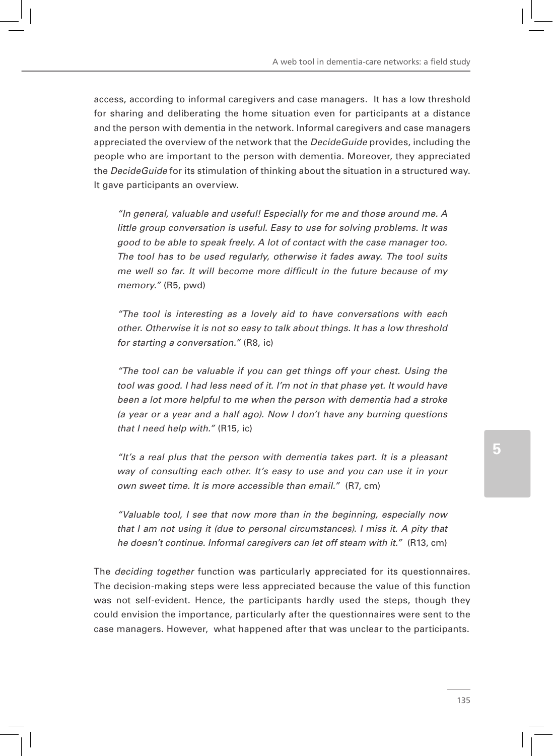access, according to informal caregivers and case managers. It has a low threshold for sharing and deliberating the home situation even for participants at a distance and the person with dementia in the network. Informal caregivers and case managers appreciated the overview of the network that the *DecideGuide* provides, including the people who are important to the person with dementia. Moreover, they appreciated the *DecideGuide* for its stimulation of thinking about the situation in a structured way. It gave participants an overview.

> *"In general, valuable and useful! Especially for me and those around me. A little group conversation is useful. Easy to use for solving problems. It was good to be able to speak freely. A lot of contact with the case manager too. The tool has to be used regularly, otherwise it fades away. The tool suits me well so far. It will become more difficult in the future because of my memory."* (R5, pwd)

> *"The tool is interesting as a lovely aid to have conversations with each other. Otherwise it is not so easy to talk about things. It has a low threshold for starting a conversation."* (R8, ic)

> *"The tool can be valuable if you can get things off your chest. Using the tool was good. I had less need of it. I'm not in that phase yet. It would have been a lot more helpful to me when the person with dementia had a stroke (a year or a year and a half ago). Now I don't have any burning questions that I need help with."* (R15, ic)

> *"It's a real plus that the person with dementia takes part. It is a pleasant way of consulting each other. It's easy to use and you can use it in your own sweet time. It is more accessible than email."* (R7, cm)

> *"Valuable tool, I see that now more than in the beginning, especially now that I am not using it (due to personal circumstances). I miss it. A pity that he doesn't continue. Informal caregivers can let off steam with it."* (R13, cm)

The *deciding together* function was particularly appreciated for its questionnaires. The decision-making steps were less appreciated because the value of this function was not self-evident. Hence, the participants hardly used the steps, though they could envision the importance, particularly after the questionnaires were sent to the case managers. However, what happened after that was unclear to the participants.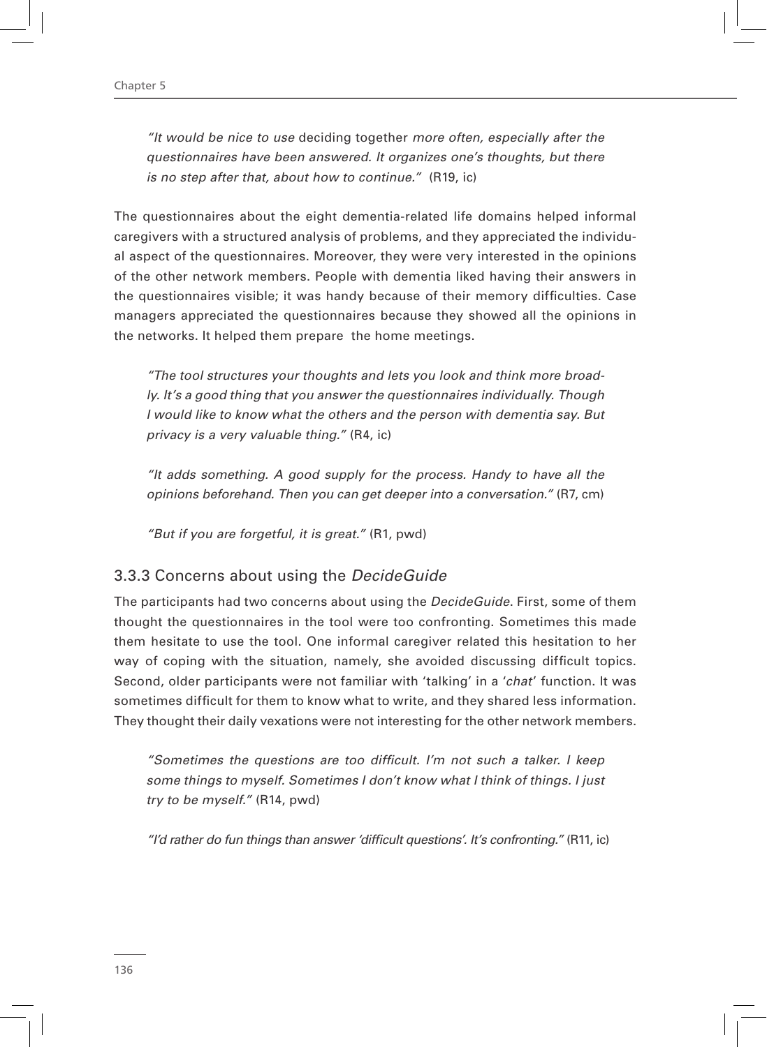> *"It would be nice to use* deciding together *more often, especially after the questionnaires have been answered. It organizes one's thoughts, but there is no step after that, about how to continue."* (R19, ic)

The questionnaires about the eight dementia-related life domains helped informal caregivers with a structured analysis of problems, and they appreciated the individual aspect of the questionnaires. Moreover, they were very interested in the opinions of the other network members. People with dementia liked having their answers in the questionnaires visible; it was handy because of their memory difficulties. Case managers appreciated the questionnaires because they showed all the opinions in the networks. It helped them prepare the home meetings.

> *"The tool structures your thoughts and lets you look and think more broadly. It's a good thing that you answer the questionnaires individually. Though I would like to know what the others and the person with dementia say. But privacy is a very valuable thing."* (R4, ic)

> *"It adds something. A good supply for the process. Handy to have all the opinions beforehand. Then you can get deeper into a conversation."* (R7, cm)

> *"But if you are forgetful, it is great."* (R1, pwd)

### 3.3.3 Concerns about using the *DecideGuide*

The participants had two concerns about using the *DecideGuide*. First, some of them thought the questionnaires in the tool were too confronting. Sometimes this made them hesitate to use the tool. One informal caregiver related this hesitation to her way of coping with the situation, namely, she avoided discussing difficult topics. Second, older participants were not familiar with 'talking' in a '*chat*' function. It was sometimes difficult for them to know what to write, and they shared less information. They thought their daily vexations were not interesting for the other network members.

> *"Sometimes the questions are too difficult. I'm not such a talker. I keep some things to myself. Sometimes I don't know what I think of things. I just try to be myself."* (R14, pwd)

> *"I'd rather do fun things than answer 'difficult questions'. It's confronting."* (R11, ic)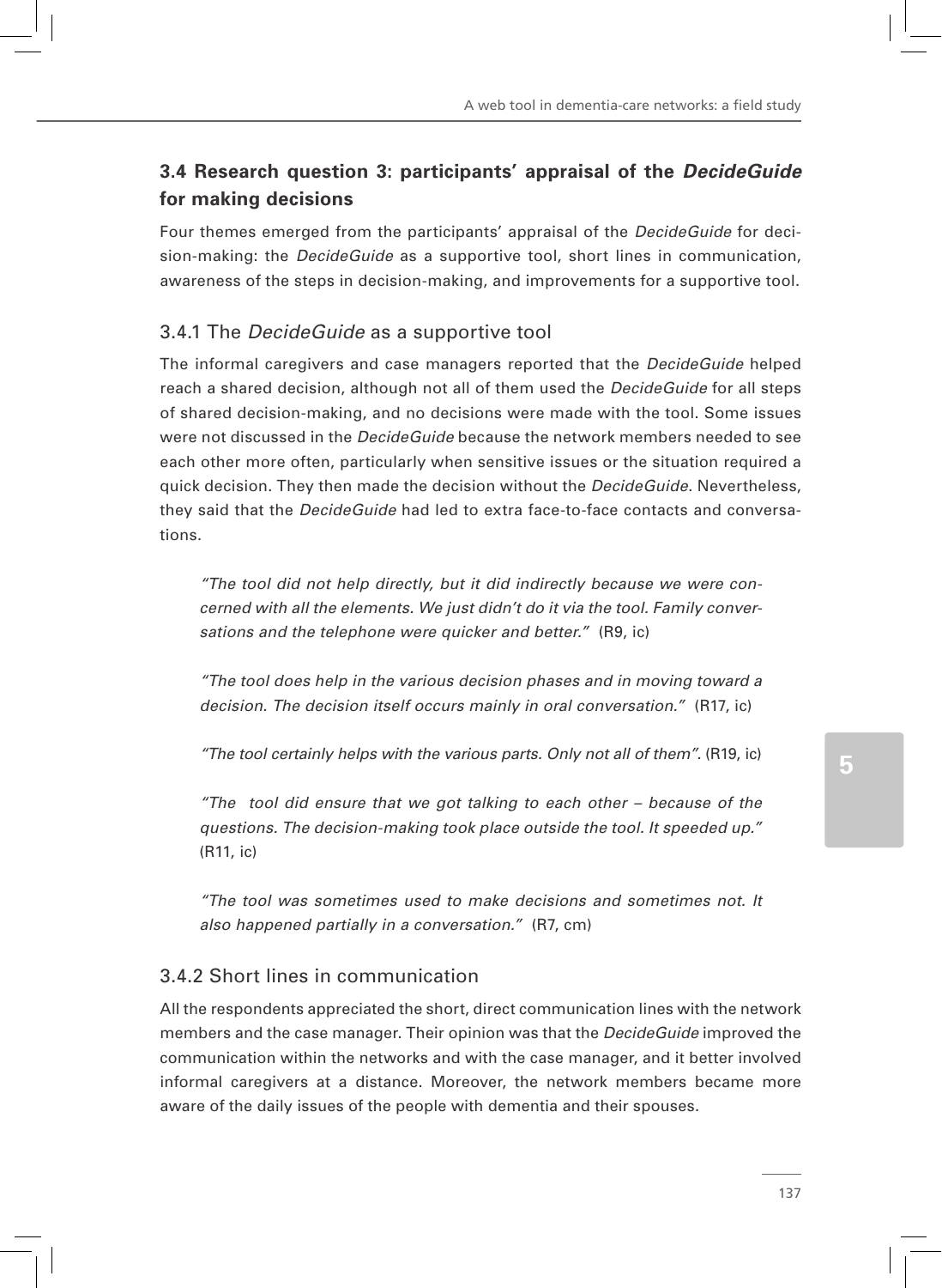## 3.4 Research question 3: participants' appraisal of the *DecideGuide* for making decisions

Four themes emerged from the participants' appraisal of the *DecideGuide* for decision-making: the *DecideGuide* as a supportive tool, short lines in communication, awareness of the steps in decision-making, and improvements for a supportive tool.

### 3.4.1 The *DecideGuide* as a supportive tool

The informal caregivers and case managers reported that the *DecideGuide* helped reach a shared decision, although not all of them used the *DecideGuide* for all steps of shared decision-making, and no decisions were made with the tool. Some issues were not discussed in the *DecideGuide* because the network members needed to see each other more often, particularly when sensitive issues or the situation required a quick decision. They then made the decision without the *DecideGuide*. Nevertheless, they said that the *DecideGuide* had led to extra face-to-face contacts and conversations.

> *"The tool did not help directly, but it did indirectly because we were concerned with all the elements. We just didn't do it via the tool. Family conversations and the telephone were quicker and better."* (R9, ic)

> *"The tool does help in the various decision phases and in moving toward a decision. The decision itself occurs mainly in oral conversation."* (R17, ic)

> *"The tool certainly helps with the various parts. Only not all of them".* (R19, ic)

> *"The tool did ensure that we got talking to each other – because of the questions. The decision-making took place outside the tool. It speeded up."* (R11, ic)

> *"The tool was sometimes used to make decisions and sometimes not. It also happened partially in a conversation."* (R7, cm)

### 3.4.2 Short lines in communication

All the respondents appreciated the short, direct communication lines with the network members and the case manager. Their opinion was that the *DecideGuide* improved the communication within the networks and with the case manager, and it better involved informal caregivers at a distance. Moreover, the network members became more aware of the daily issues of the people with dementia and their spouses.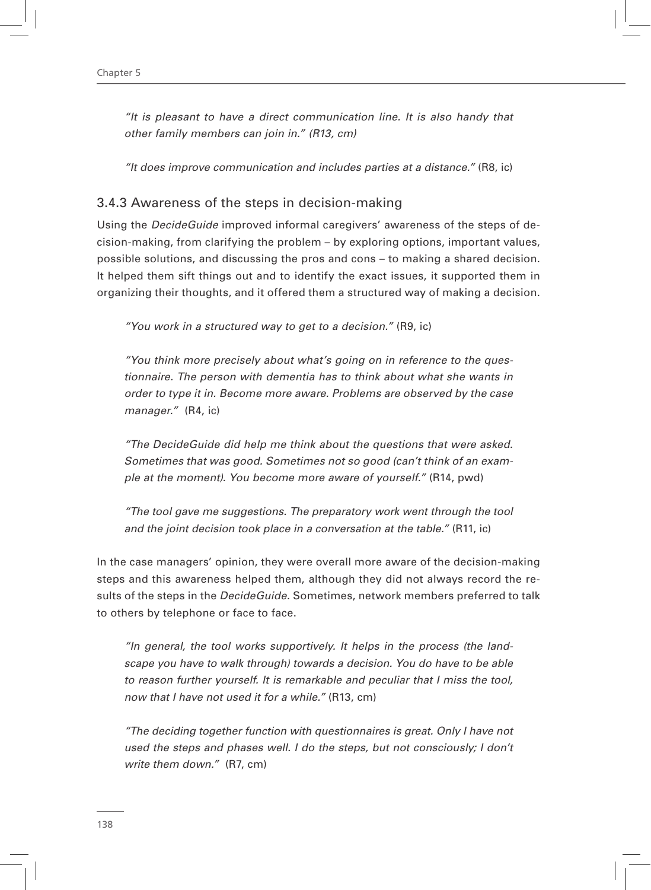*"It is pleasant to have a direct communication line. It is also handy that other family members can join in." (R13, cm)*

*"It does improve communication and includes parties at a distance."* (R8, ic)

### 3.4.3 Awareness of the steps in decision-making

Using the *DecideGuide* improved informal caregivers' awareness of the steps of decision-making, from clarifying the problem – by exploring options, important values, possible solutions, and discussing the pros and cons – to making a shared decision. It helped them sift things out and to identify the exact issues, it supported them in organizing their thoughts, and it offered them a structured way of making a decision.

*"You work in a structured way to get to a decision."* (R9, ic)

*"You think more precisely about what's going on in reference to the questionnaire. The person with dementia has to think about what she wants in order to type it in. Become more aware. Problems are observed by the case manager."* (R4, ic)

*"The DecideGuide did help me think about the questions that were asked. Sometimes that was good. Sometimes not so good (can't think of an example at the moment). You become more aware of yourself."* (R14, pwd)

*"The tool gave me suggestions. The preparatory work went through the tool and the joint decision took place in a conversation at the table."* (R11, ic)

In the case managers' opinion, they were overall more aware of the decision-making steps and this awareness helped them, although they did not always record the results of the steps in the *DecideGuide*. Sometimes, network members preferred to talk to others by telephone or face to face.

*"In general, the tool works supportively. It helps in the process (the landscape you have to walk through) towards a decision. You do have to be able to reason further yourself. It is remarkable and peculiar that I miss the tool, now that I have not used it for a while."* (R13, cm)

*"The deciding together function with questionnaires is great. Only I have not used the steps and phases well. I do the steps, but not consciously; I don't write them down."* (R7, cm)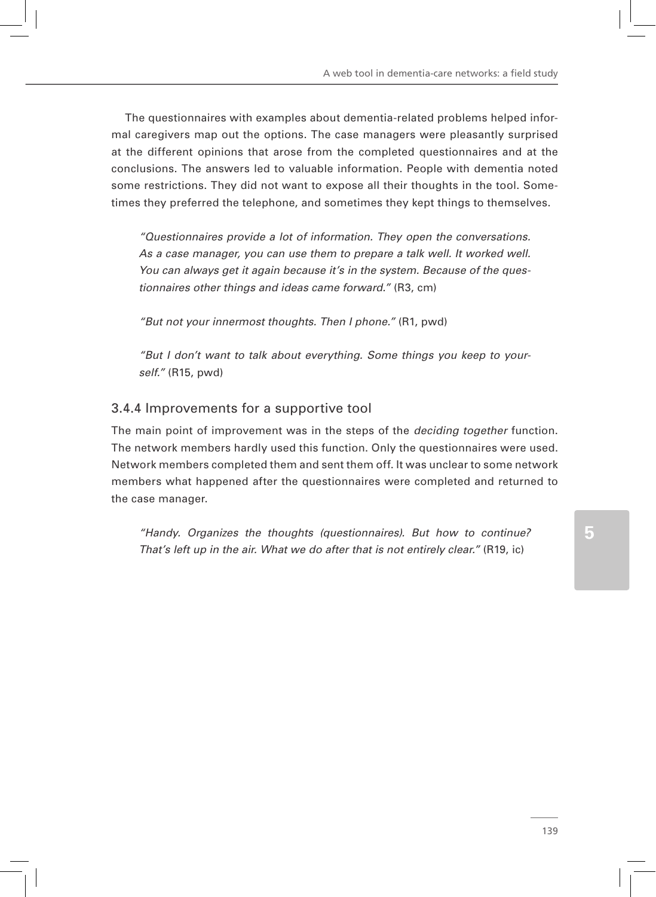The questionnaires with examples about dementia-related problems helped informal caregivers map out the options. The case managers were pleasantly surprised at the different opinions that arose from the completed questionnaires and at the conclusions. The answers led to valuable information. People with dementia noted some restrictions. They did not want to expose all their thoughts in the tool. Sometimes they preferred the telephone, and sometimes they kept things to themselves.

> *"Questionnaires provide a lot of information. They open the conversations. As a case manager, you can use them to prepare a talk well. It worked well. You can always get it again because it's in the system. Because of the questionnaires other things and ideas came forward."* (R3, cm)

> *"But not your innermost thoughts. Then I phone."* (R1, pwd)

> *"But I don't want to talk about everything. Some things you keep to yourself."* (R15, pwd)

### 3.4.4 Improvements for a supportive tool

The main point of improvement was in the steps of the *deciding together* function. The network members hardly used this function. Only the questionnaires were used. Network members completed them and sent them off. It was unclear to some network members what happened after the questionnaires were completed and returned to the case manager.

> *"Handy. Organizes the thoughts (questionnaires). But how to continue? That's left up in the air. What we do after that is not entirely clear."* (R19, ic)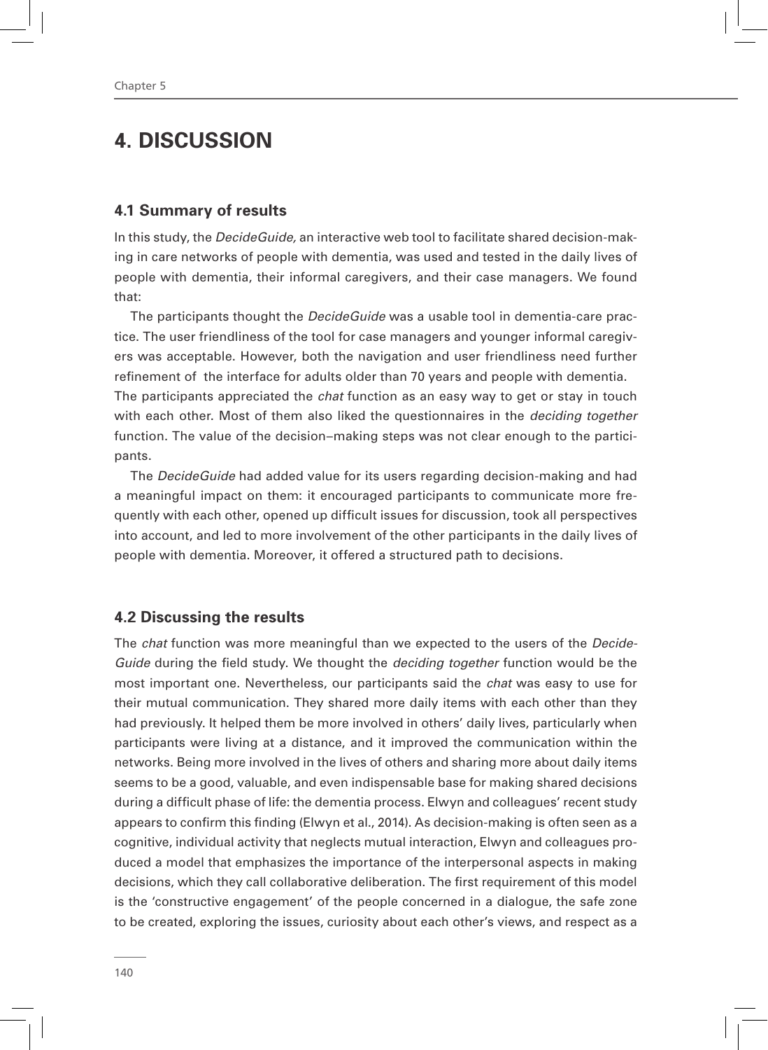# 4. DISCUSSION

## 4.1 Summary of results

In this study, the *DecideGuide,* an interactive web tool to facilitate shared decision-making in care networks of people with dementia, was used and tested in the daily lives of people with dementia, their informal caregivers, and their case managers. We found that:

The participants thought the *DecideGuide* was a usable tool in dementia-care practice. The user friendliness of the tool for case managers and younger informal caregivers was acceptable. However, both the navigation and user friendliness need further refinement of the interface for adults older than 70 years and people with dementia. The participants appreciated the *chat* function as an easy way to get or stay in touch with each other. Most of them also liked the questionnaires in the *deciding together* function. The value of the decision–making steps was not clear enough to the participants.

The *DecideGuide* had added value for its users regarding decision-making and had a meaningful impact on them: it encouraged participants to communicate more frequently with each other, opened up difficult issues for discussion, took all perspectives into account, and led to more involvement of the other participants in the daily lives of people with dementia. Moreover, it offered a structured path to decisions.

## 4.2 Discussing the results

The *chat* function was more meaningful than we expected to the users of the *DecideGuide* during the field study. We thought the *deciding together* function would be the most important one. Nevertheless, our participants said the *chat* was easy to use for their mutual communication. They shared more daily items with each other than they had previously. It helped them be more involved in others' daily lives, particularly when participants were living at a distance, and it improved the communication within the networks. Being more involved in the lives of others and sharing more about daily items seems to be a good, valuable, and even indispensable base for making shared decisions during a difficult phase of life: the dementia process. Elwyn and colleagues' recent study appears to confirm this finding (Elwyn et al., 2014). As decision-making is often seen as a cognitive, individual activity that neglects mutual interaction, Elwyn and colleagues produced a model that emphasizes the importance of the interpersonal aspects in making decisions, which they call collaborative deliberation. The first requirement of this model is the 'constructive engagement' of the people concerned in a dialogue, the safe zone to be created, exploring the issues, curiosity about each other's views, and respect as a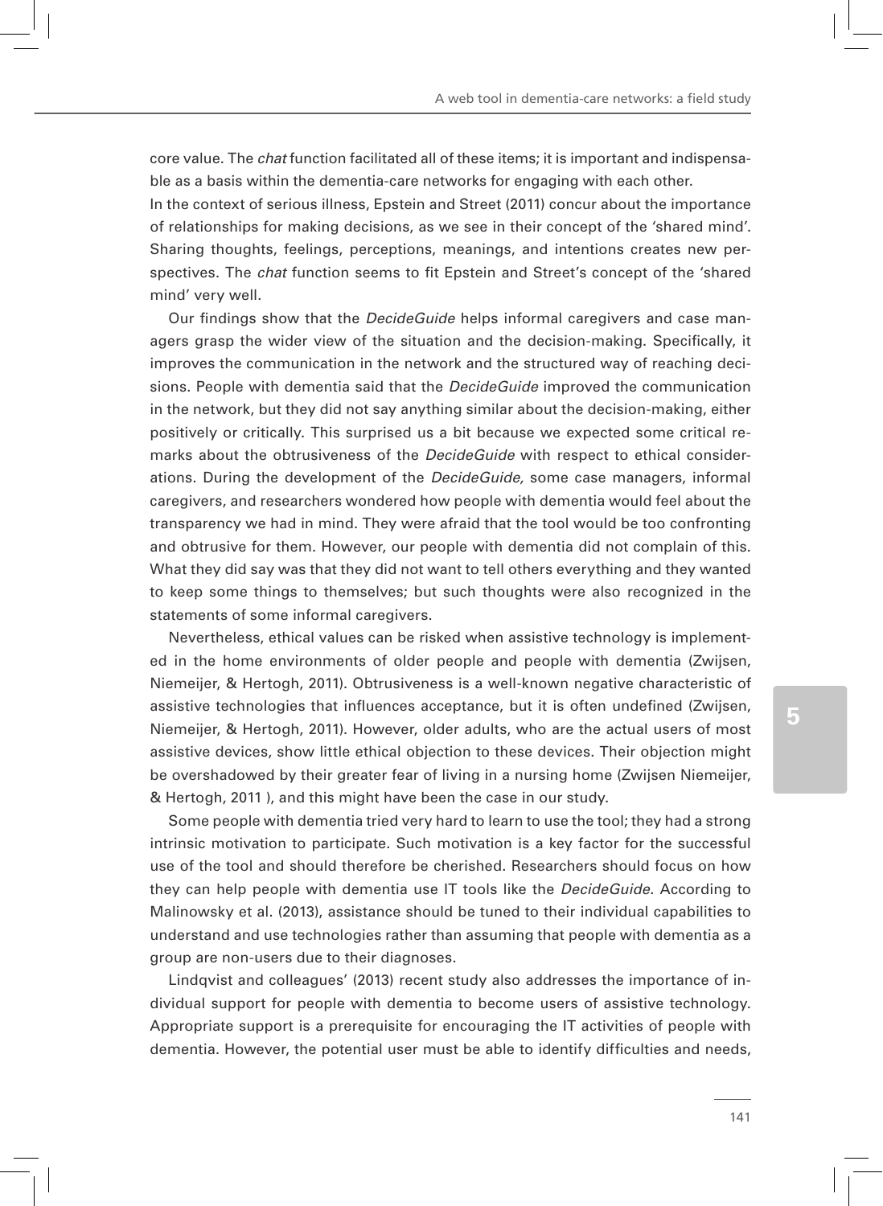core value. The *chat* function facilitated all of these items; it is important and indispensable as a basis within the dementia-care networks for engaging with each other.

In the context of serious illness, Epstein and Street (2011) concur about the importance of relationships for making decisions, as we see in their concept of the 'shared mind'. Sharing thoughts, feelings, perceptions, meanings, and intentions creates new perspectives. The *chat* function seems to fit Epstein and Street's concept of the 'shared mind' very well.

Our findings show that the *DecideGuide* helps informal caregivers and case managers grasp the wider view of the situation and the decision-making. Specifically, it improves the communication in the network and the structured way of reaching decisions. People with dementia said that the *DecideGuide* improved the communication in the network, but they did not say anything similar about the decision-making, either positively or critically. This surprised us a bit because we expected some critical remarks about the obtrusiveness of the *DecideGuide* with respect to ethical considerations. During the development of the *DecideGuide,* some case managers, informal caregivers, and researchers wondered how people with dementia would feel about the transparency we had in mind. They were afraid that the tool would be too confronting and obtrusive for them. However, our people with dementia did not complain of this. What they did say was that they did not want to tell others everything and they wanted to keep some things to themselves; but such thoughts were also recognized in the statements of some informal caregivers.

Nevertheless, ethical values can be risked when assistive technology is implemented in the home environments of older people and people with dementia (Zwijsen, Niemeijer, & Hertogh, 2011). Obtrusiveness is a well-known negative characteristic of assistive technologies that influences acceptance, but it is often undefined (Zwijsen, Niemeijer, & Hertogh, 2011). However, older adults, who are the actual users of most assistive devices, show little ethical objection to these devices. Their objection might be overshadowed by their greater fear of living in a nursing home (Zwijsen Niemeijer, & Hertogh, 2011 ), and this might have been the case in our study.

Some people with dementia tried very hard to learn to use the tool; they had a strong intrinsic motivation to participate. Such motivation is a key factor for the successful use of the tool and should therefore be cherished. Researchers should focus on how they can help people with dementia use IT tools like the *DecideGuide*. According to Malinowsky et al. (2013), assistance should be tuned to their individual capabilities to understand and use technologies rather than assuming that people with dementia as a group are non-users due to their diagnoses.

Lindqvist and colleagues' (2013) recent study also addresses the importance of individual support for people with dementia to become users of assistive technology. Appropriate support is a prerequisite for encouraging the IT activities of people with dementia. However, the potential user must be able to identify difficulties and needs,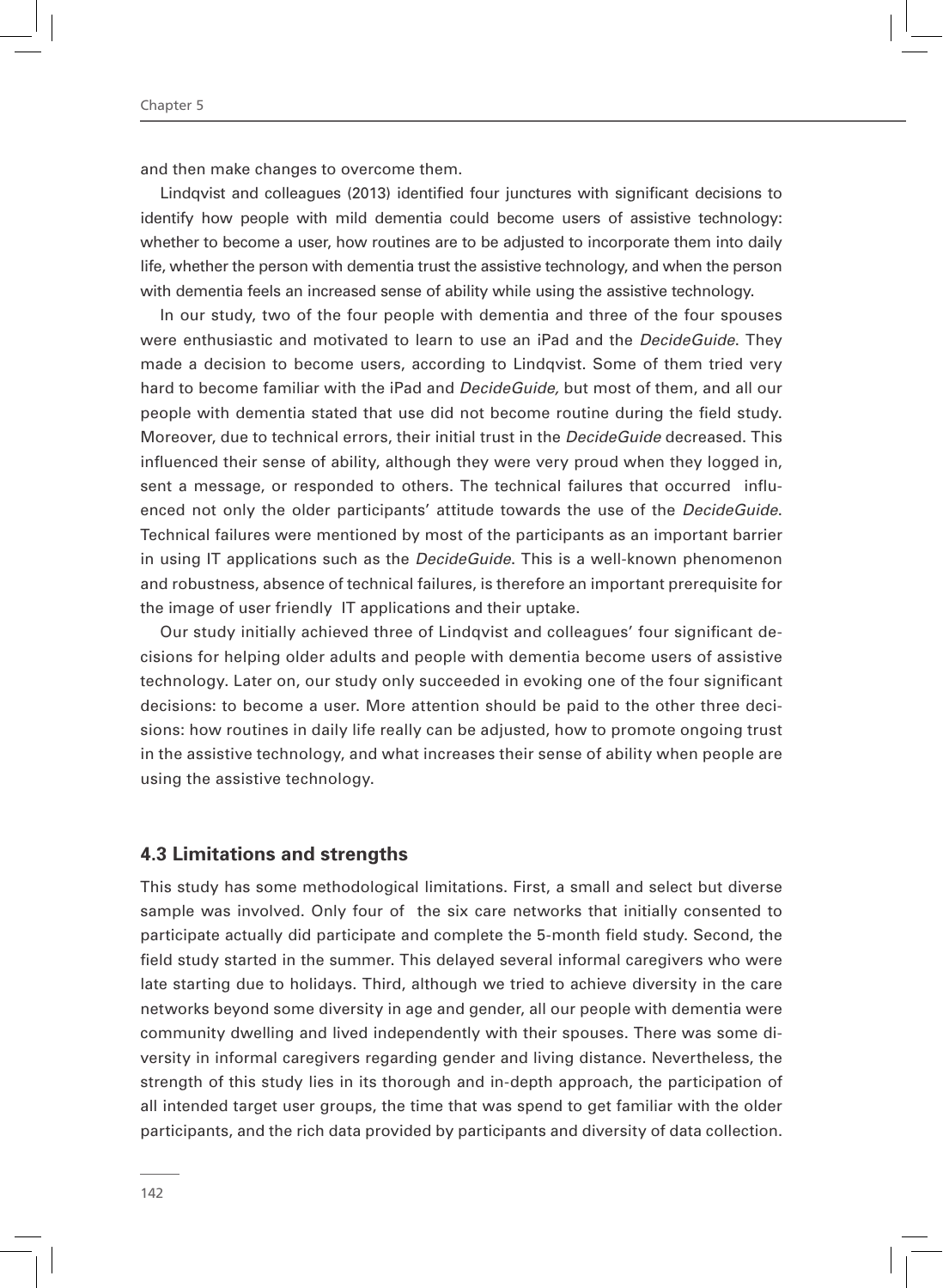and then make changes to overcome them.

Lindqvist and colleagues (2013) identified four junctures with significant decisions to identify how people with mild dementia could become users of assistive technology: whether to become a user, how routines are to be adjusted to incorporate them into daily life, whether the person with dementia trust the assistive technology, and when the person with dementia feels an increased sense of ability while using the assistive technology.

In our study, two of the four people with dementia and three of the four spouses were enthusiastic and motivated to learn to use an iPad and the *DecideGuide*. They made a decision to become users, according to Lindqvist. Some of them tried very hard to become familiar with the iPad and *DecideGuide,* but most of them, and all our people with dementia stated that use did not become routine during the field study. Moreover, due to technical errors, their initial trust in the *DecideGuide* decreased. This influenced their sense of ability, although they were very proud when they logged in, sent a message, or responded to others. The technical failures that occurred influenced not only the older participants' attitude towards the use of the *DecideGuide*. Technical failures were mentioned by most of the participants as an important barrier in using IT applications such as the *DecideGuide*. This is a well-known phenomenon and robustness, absence of technical failures, is therefore an important prerequisite for the image of user friendly IT applications and their uptake.

Our study initially achieved three of Lindqvist and colleagues' four significant decisions for helping older adults and people with dementia become users of assistive technology. Later on, our study only succeeded in evoking one of the four significant decisions: to become a user. More attention should be paid to the other three decisions: how routines in daily life really can be adjusted, how to promote ongoing trust in the assistive technology, and what increases their sense of ability when people are using the assistive technology.

### 4.3 Limitations and strengths

This study has some methodological limitations. First, a small and select but diverse sample was involved. Only four of the six care networks that initially consented to participate actually did participate and complete the 5-month field study. Second, the field study started in the summer. This delayed several informal caregivers who were late starting due to holidays. Third, although we tried to achieve diversity in the care networks beyond some diversity in age and gender, all our people with dementia were community dwelling and lived independently with their spouses. There was some diversity in informal caregivers regarding gender and living distance. Nevertheless, the strength of this study lies in its thorough and in-depth approach, the participation of all intended target user groups, the time that was spend to get familiar with the older participants, and the rich data provided by participants and diversity of data collection.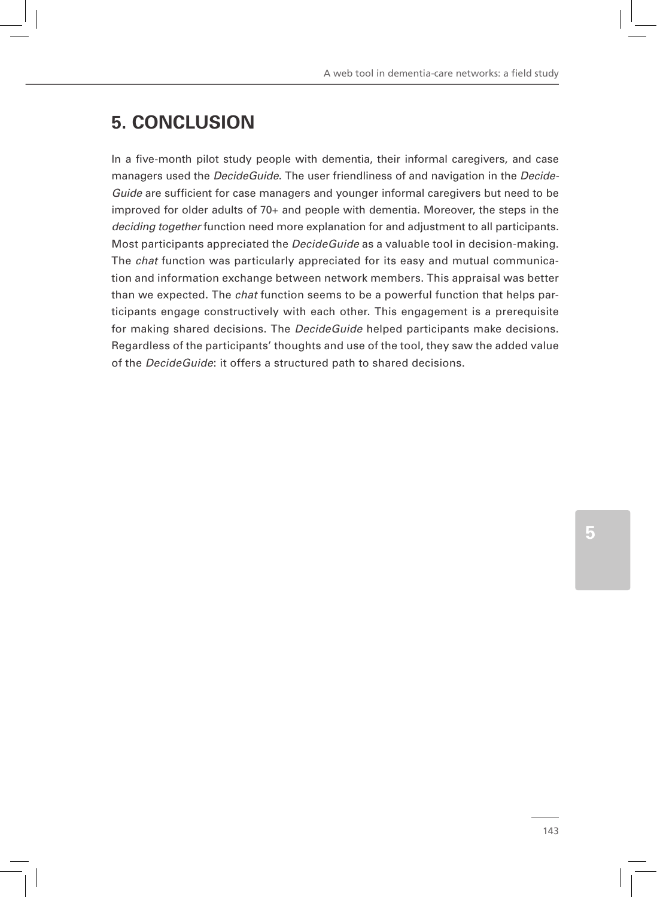## 5. CONCLUSION

In a five-month pilot study people with dementia, their informal caregivers, and case managers used the *DecideGuide*. The user friendliness of and navigation in the *DecideGuide* are sufficient for case managers and younger informal caregivers but need to be improved for older adults of 70+ and people with dementia. Moreover, the steps in the *deciding together* function need more explanation for and adjustment to all participants. Most participants appreciated the *DecideGuide* as a valuable tool in decision-making. The *chat* function was particularly appreciated for its easy and mutual communication and information exchange between network members. This appraisal was better than we expected. The *chat* function seems to be a powerful function that helps participants engage constructively with each other. This engagement is a prerequisite for making shared decisions. The *DecideGuide* helped participants make decisions. Regardless of the participants' thoughts and use of the tool, they saw the added value of the *DecideGuide*: it offers a structured path to shared decisions.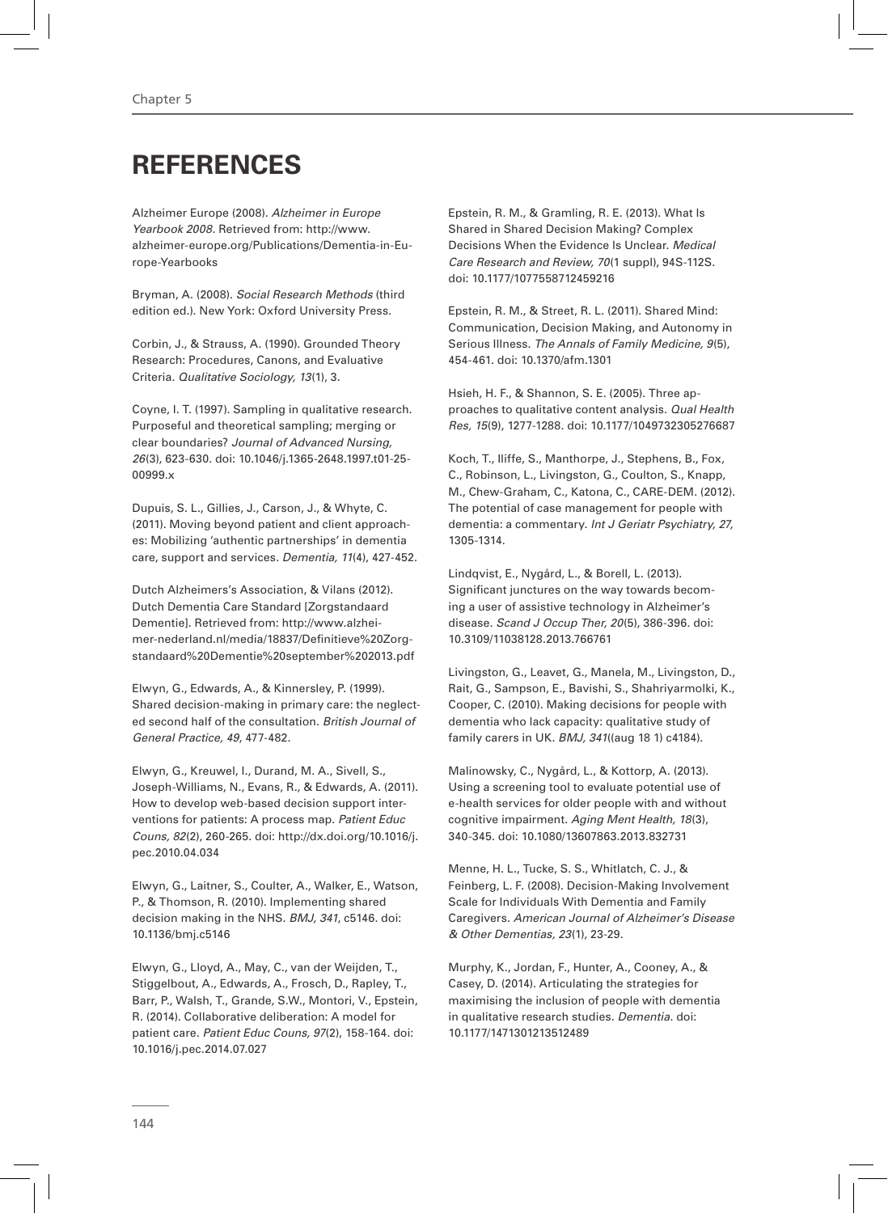# REFERENCES

Alzheimer Europe (2008). *Alzheimer in Europe Yearbook 2008*. Retrieved from: http://www.alzheimer-europe.org/Publications/Dementia-in-Europe-Yearbooks

Bryman, A. (2008). *Social Research Methods* (third edition ed.). New York: Oxford University Press.

Corbin, J., & Strauss, A. (1990). Grounded Theory Research: Procedures, Canons, and Evaluative Criteria. *Qualitative Sociology, 13*(1), 3.

Coyne, I. T. (1997). Sampling in qualitative research. Purposeful and theoretical sampling; merging or clear boundaries? *Journal of Advanced Nursing, 26*(3), 623-630. doi: 10.1046/j.1365-2648.1997.t01-25-00999.x

Dupuis, S. L., Gillies, J., Carson, J., & Whyte, C. (2011). Moving beyond patient and client approaches: Mobilizing 'authentic partnerships' in dementia care, support and services. *Dementia, 11*(4), 427-452.

Dutch Alzheimers's Association, & Vilans (2012). Dutch Dementia Care Standard [Zorgstandaard Dementie]. Retrieved from: http://www.alzheimer-nederland.nl/media/18837/Definitieve%20Zorgstandaard%20Dementie%20september%202013.pdf

Elwyn, G., Edwards, A., & Kinnersley, P. (1999). Shared decision-making in primary care: the neglected second half of the consultation. *British Journal of General Practice, 49*, 477-482.

Elwyn, G., Kreuwel, I., Durand, M. A., Sivell, S., Joseph-Williams, N., Evans, R., & Edwards, A. (2011). How to develop web-based decision support interventions for patients: A process map. *Patient Educ Couns, 82*(2), 260-265. doi: http://dx.doi.org/10.1016/j.pec.2010.04.034

Elwyn, G., Laitner, S., Coulter, A., Walker, E., Watson, P., & Thomson, R. (2010). Implementing shared decision making in the NHS. *BMJ, 341*, c5146. doi: 10.1136/bmj.c5146

Elwyn, G., Lloyd, A., May, C., van der Weijden, T., Stiggelbout, A., Edwards, A., Frosch, D., Rapley, T., Barr, P., Walsh, T., Grande, S.W., Montori, V., Epstein, R. (2014). Collaborative deliberation: A model for patient care. *Patient Educ Couns, 97*(2), 158-164. doi: 10.1016/j.pec.2014.07.027

Epstein, R. M., & Gramling, R. E. (2013). What Is Shared in Shared Decision Making? Complex Decisions When the Evidence Is Unclear. *Medical Care Research and Review, 70*(1 suppl), 94S-112S. doi: 10.1177/1077558712459216

Epstein, R. M., & Street, R. L. (2011). Shared Mind: Communication, Decision Making, and Autonomy in Serious Illness. *The Annals of Family Medicine, 9*(5), 454-461. doi: 10.1370/afm.1301

Hsieh, H. F., & Shannon, S. E. (2005). Three approaches to qualitative content analysis. *Qual Health Res, 15*(9), 1277-1288. doi: 10.1177/1049732305276687

Koch, T., Iliffe, S., Manthorpe, J., Stephens, B., Fox, C., Robinson, L., Livingston, G., Coulton, S., Knapp, M., Chew-Graham, C., Katona, C., CARE-DEM. (2012). The potential of case management for people with dementia: a commentary. *Int J Geriatr Psychiatry, 27*, 1305-1314.

Lindqvist, E., Nygård, L., & Borell, L. (2013). Significant junctures on the way towards becoming a user of assistive technology in Alzheimer's disease. *Scand J Occup Ther, 20*(5), 386-396. doi: 10.3109/11038128.2013.766761

Livingston, G., Leavet, G., Manela, M., Livingston, D., Rait, G., Sampson, E., Bavishi, S., Shahriyarmolki, K., Cooper, C. (2010). Making decisions for people with dementia who lack capacity: qualitative study of family carers in UK. *BMJ, 341*((aug 18 1) c4184).

Malinowsky, C., Nygård, L., & Kottorp, A. (2013). Using a screening tool to evaluate potential use of e-health services for older people with and without cognitive impairment. *Aging Ment Health, 18*(3), 340-345. doi: 10.1080/13607863.2013.832731

Menne, H. L., Tucke, S. S., Whitlatch, C. J., & Feinberg, L. F. (2008). Decision-Making Involvement Scale for Individuals With Dementia and Family Caregivers. *American Journal of Alzheimer's Disease & Other Dementias, 23*(1), 23-29.

Murphy, K., Jordan, F., Hunter, A., Cooney, A., & Casey, D. (2014). Articulating the strategies for maximising the inclusion of people with dementia in qualitative research studies. *Dementia*. doi: 10.1177/1471301213512489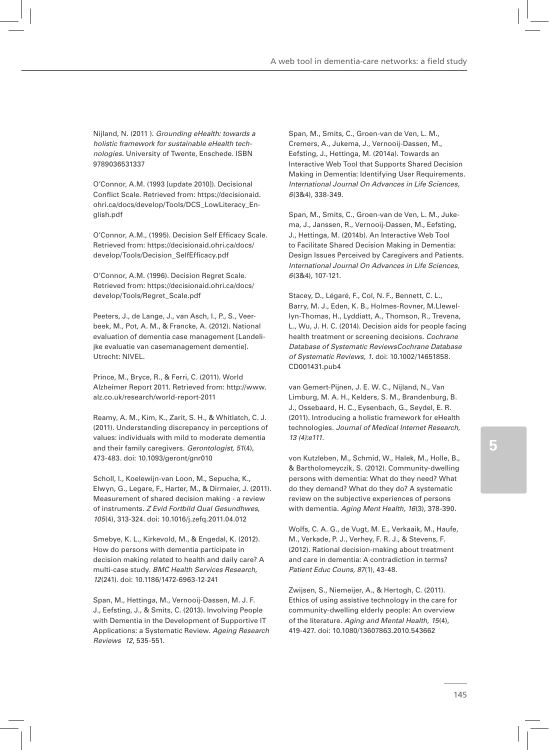Nijland, N. (2011 ). *Grounding eHealth: towards a holistic framework for sustainable eHealth technologies*. University of Twente, Enschede. ISBN 9789036531337

O'Connor, A.M. (1993 [update 2010]). Decisional Conflict Scale. Retrieved from: https://decisionaid.ohri.ca/docs/develop/Tools/DCS_LowLiteracy_English.pdf

O'Connor, A.M., (1995). Decision Self Efficacy Scale. Retrieved from: https://decisionaid.ohri.ca/docs/develop/Tools/Decision_SelfEfficacy.pdf

O'Connor, A.M. (1996). Decision Regret Scale. Retrieved from: https://decisionaid.ohri.ca/docs/develop/Tools/Regret_Scale.pdf

Peeters, J., de Lange, J., van Asch, I., P., S., Veerbeek, M., Pot, A. M., & Francke, A. (2012). National evaluation of dementia case management [Landelijke evaluatie van casemanagement dementie]. Utrecht: NIVEL.

Prince, M., Bryce, R., & Ferri, C. (2011). World Alzheimer Report 2011. Retrieved from: http://www.alz.co.uk/research/world-report-2011

Reamy, A. M., Kim, K., Zarit, S. H., & Whitlatch, C. J. (2011). Understanding discrepancy in perceptions of values: individuals with mild to moderate dementia and their family caregivers. *Gerontologist, 51*(4), 473-483. doi: 10.1093/geront/gnr010

Scholl, I., Koelewijn-van Loon, M., Sepucha, K., Elwyn, G., Legare, F., Harter, M., & Dirmaier, J. (2011). Measurement of shared decision making - a review of instruments. *Z Evid Fortbild Qual Gesundhwes, 105*(4), 313-324. doi: 10.1016/j.zefq.2011.04.012

Smebye, K. L., Kirkevold, M., & Engedal, K. (2012). How do persons with dementia participate in decision making related to health and daily care? A multi-case study. *BMC Health Services Research, 12*(241). doi: 10.1186/1472-6963-12-241

Span, M., Hettinga, M., Vernooij-Dassen, M. J. F. J., Eefsting, J., & Smits, C. (2013). Involving People with Dementia in the Development of Supportive IT Applications: a Systematic Review. *Ageing Research Reviews 12*, 535-551.

Span, M., Smits, C., Groen-van de Ven, L. M., Cremers, A., Jukema, J., Vernooij-Dassen, M., Eefsting, J., Hettinga, M. (2014a). Towards an Interactive Web Tool that Supports Shared Decision Making in Dementia: Identifying User Requirements. *International Journal On Advances in Life Sciences, 6*(3&4), 338-349.

Span, M., Smits, C., Groen-van de Ven, L. M., Jukema, J., Janssen, R., Vernooij-Dassen, M., Eefsting, J., Hettinga, M. (2014b). An Interactive Web Tool to Facilitate Shared Decision Making in Dementia: Design Issues Perceived by Caregivers and Patients. *International Journal On Advances in Life Sciences, 6*(3&4), 107-121.

Stacey, D., Légaré, F., Col, N. F., Bennett, C. L., Barry, M. J., Eden, K. B., Holmes-Rovner, M.Llewellyn-Thomas, H., Lyddiatt, A., Thomson, R., Trevena, L., Wu, J. H. C. (2014). Decision aids for people facing health treatment or screening decisions. *Cochrane Database of Systematic ReviewsCochrane Database of Systematic Reviews, 1*. doi: 10.1002/14651858.CD001431.pub4

van Gemert-Pijnen, J. E. W. C., Nijland, N., Van Limburg, M. A. H., Kelders, S. M., Brandenburg, B. J., Ossebaard, H. C., Eysenbach, G., Seydel, E. R. (2011). Introducing a holistic framework for eHealth technologies. *Journal of Medical Internet Research, 13 (4):e111*.

von Kutzleben, M., Schmid, W., Halek, M., Holle, B., & Bartholomeyczik, S. (2012). Community-dwelling persons with dementia: What do they need? What do they demand? What do they do? A systematic review on the subjective experiences of persons with dementia. *Aging Ment Health, 16*(3), 378-390.

Wolfs, C. A. G., de Vugt, M. E., Verkaaik, M., Haufe, M., Verkade, P. J., Verhey, F. R. J., & Stevens, F. (2012). Rational decision-making about treatment and care in dementia: A contradiction in terms? *Patient Educ Couns, 87*(1), 43-48.

Zwijsen, S., Niemeijer, A., & Hertogh, C. (2011). Ethics of using assistive technology in the care for community-dwelling elderly people: An overview of the literature. *Aging and Mental Health, 15*(4), 419-427. doi: 10.1080/13607863.2010.543662